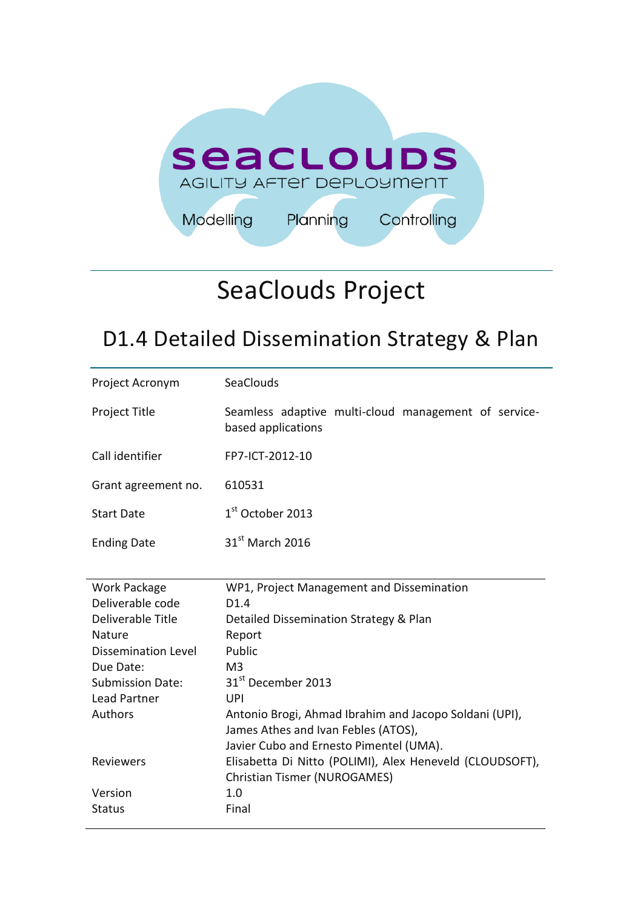seaclouds

AGILITY AFTER DEPLOYMENT

Modelling Planning Controlling

# SeaClouds Project

## D1.4 Detailed Dissemination Strategy & Plan

| | |
|---|---|
| Project Acronym | SeaClouds |
| Project Title | Seamless adaptive multi-cloud management of service-based applications |
| Call identifier | FP7-ICT-2012-10 |
| Grant agreement no. | 610531 |
| Start Date | 1st October 2013 |
| Ending Date | 31st March 2016 |

| | |
|---|---|
| Work Package | WP1, Project Management and Dissemination |
| Deliverable code | D1.4 |
| Deliverable Title | Detailed Dissemination Strategy & Plan |
| Nature | Report |
| Dissemination Level | Public |
| Due Date: | M3 |
| Submission Date: | 31st December 2013 |
| Lead Partner | UPI |
| Authors | Antonio Brogi, Ahmad Ibrahim and Jacopo Soldani (UPI), James Athes and Ivan Febles (ATOS), Javier Cubo and Ernesto Pimentel (UMA). |
| Reviewers | Elisabetta Di Nitto (POLIMI), Alex Heneveld (CLOUDSOFT), Christian Tismer (NUROGAMES) |
| Version | 1.0 |
| Status | Final |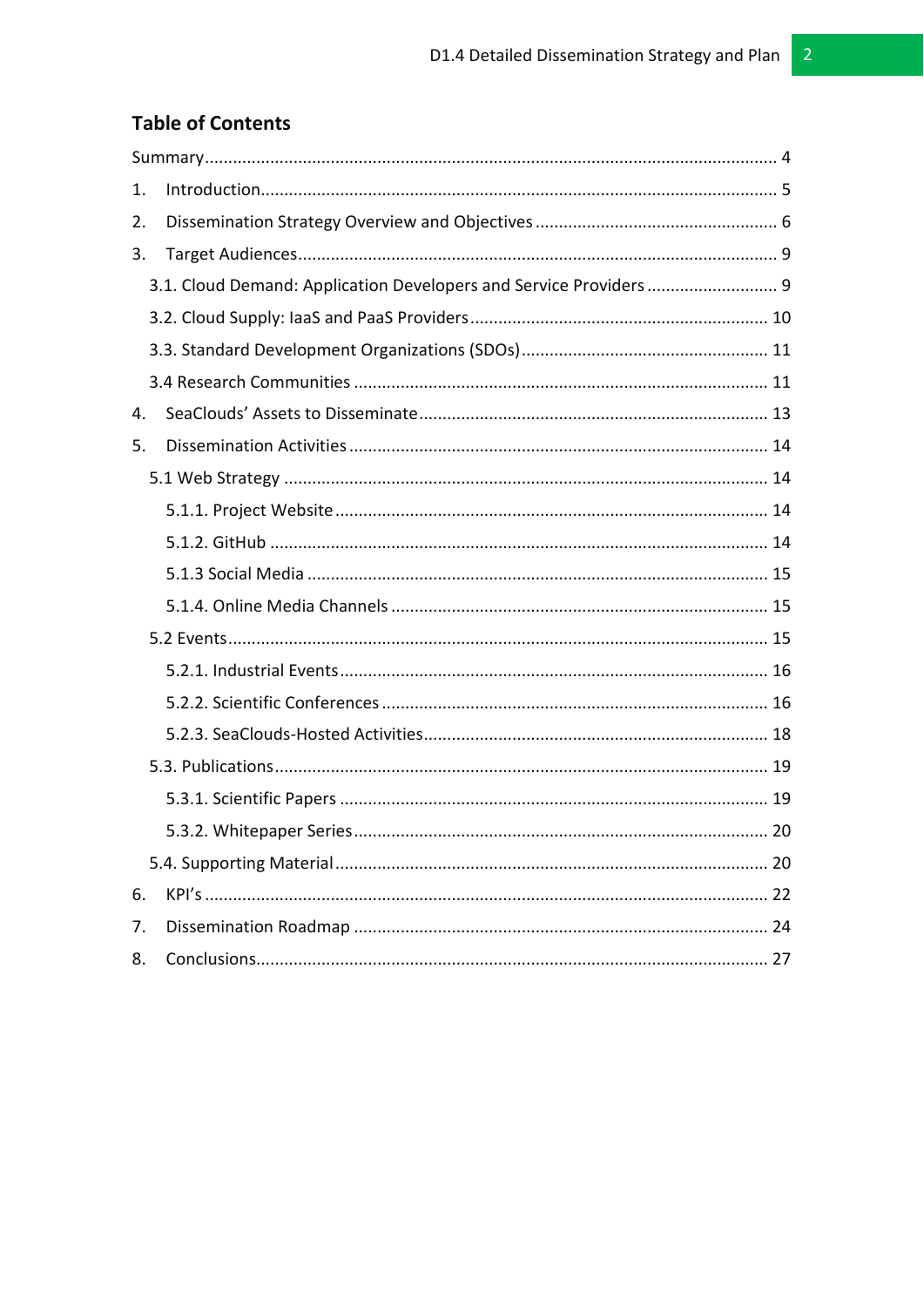## Table of Contents

Summary ..... 4

1. Introduction ..... 5
2. Dissemination Strategy Overview and Objectives ..... 6
3. Target Audiences ..... 9
   - 3.1. Cloud Demand: Application Developers and Service Providers ..... 9
   - 3.2. Cloud Supply: IaaS and PaaS Providers ..... 10
   - 3.3. Standard Development Organizations (SDOs) ..... 11
   - 3.4 Research Communities ..... 11
4. SeaClouds' Assets to Disseminate ..... 13
5. Dissemination Activities ..... 14
   - 5.1 Web Strategy ..... 14
     - 5.1.1. Project Website ..... 14
     - 5.1.2. GitHub ..... 14
     - 5.1.3 Social Media ..... 15
     - 5.1.4. Online Media Channels ..... 15
   - 5.2 Events ..... 15
     - 5.2.1. Industrial Events ..... 16
     - 5.2.2. Scientific Conferences ..... 16
     - 5.2.3. SeaClouds-Hosted Activities ..... 18
   - 5.3. Publications ..... 19
     - 5.3.1. Scientific Papers ..... 19
     - 5.3.2. Whitepaper Series ..... 20
   - 5.4. Supporting Material ..... 20
6. KPI's ..... 22
7. Dissemination Roadmap ..... 24
8. Conclusions ..... 27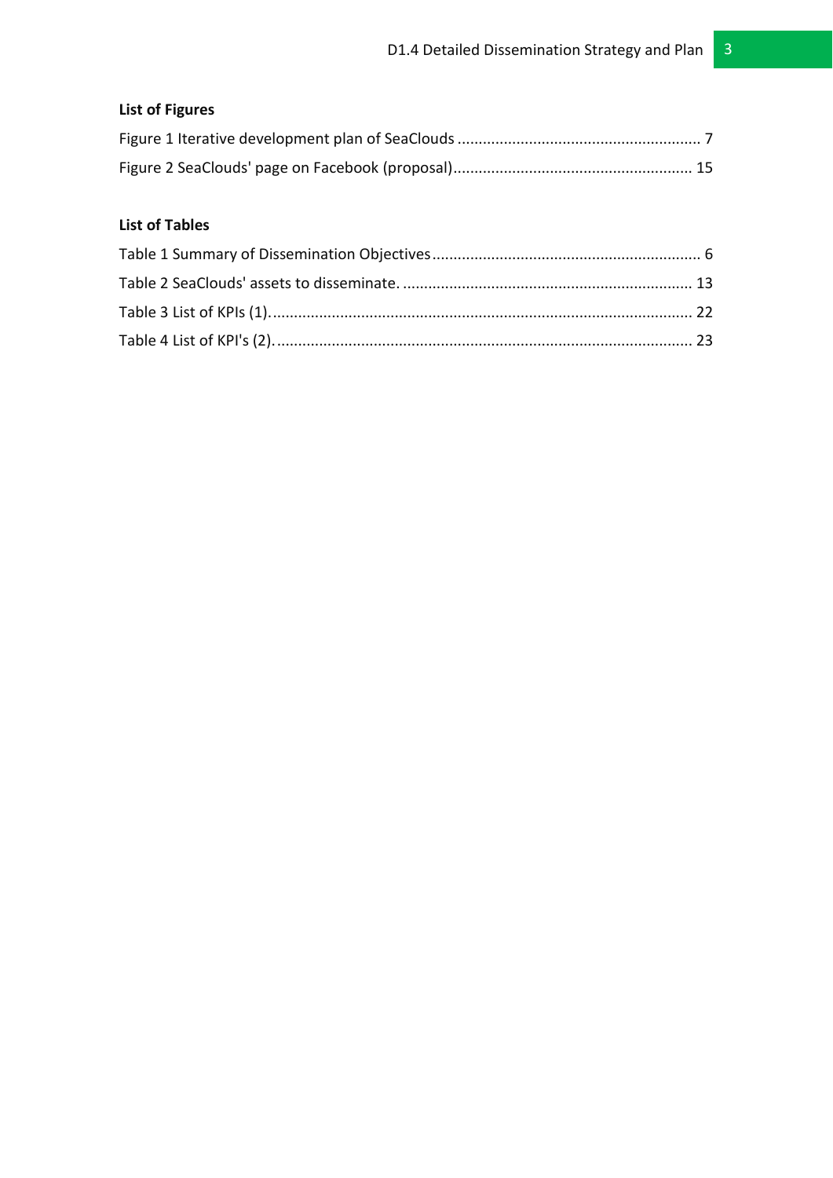### List of Figures

Figure 1 Iterative development plan of SeaClouds ........................................................ 7

Figure 2 SeaClouds' page on Facebook (proposal)........................................................ 15

### List of Tables

Table 1 Summary of Dissemination Objectives................................................................ 6

Table 2 SeaClouds' assets to disseminate. .................................................................... 13

Table 3 List of KPIs (1).................................................................................................... 22

Table 4 List of KPI's (2)................................................................................................... 23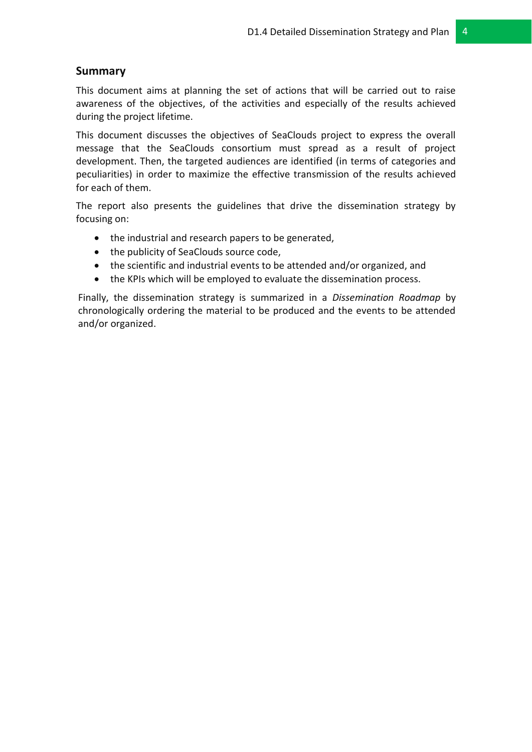## Summary

This document aims at planning the set of actions that will be carried out to raise awareness of the objectives, of the activities and especially of the results achieved during the project lifetime.

This document discusses the objectives of SeaClouds project to express the overall message that the SeaClouds consortium must spread as a result of project development. Then, the targeted audiences are identified (in terms of categories and peculiarities) in order to maximize the effective transmission of the results achieved for each of them.

The report also presents the guidelines that drive the dissemination strategy by focusing on:

- the industrial and research papers to be generated,
- the publicity of SeaClouds source code,
- the scientific and industrial events to be attended and/or organized, and
- the KPIs which will be employed to evaluate the dissemination process.

Finally, the dissemination strategy is summarized in a *Dissemination Roadmap* by chronologically ordering the material to be produced and the events to be attended and/or organized.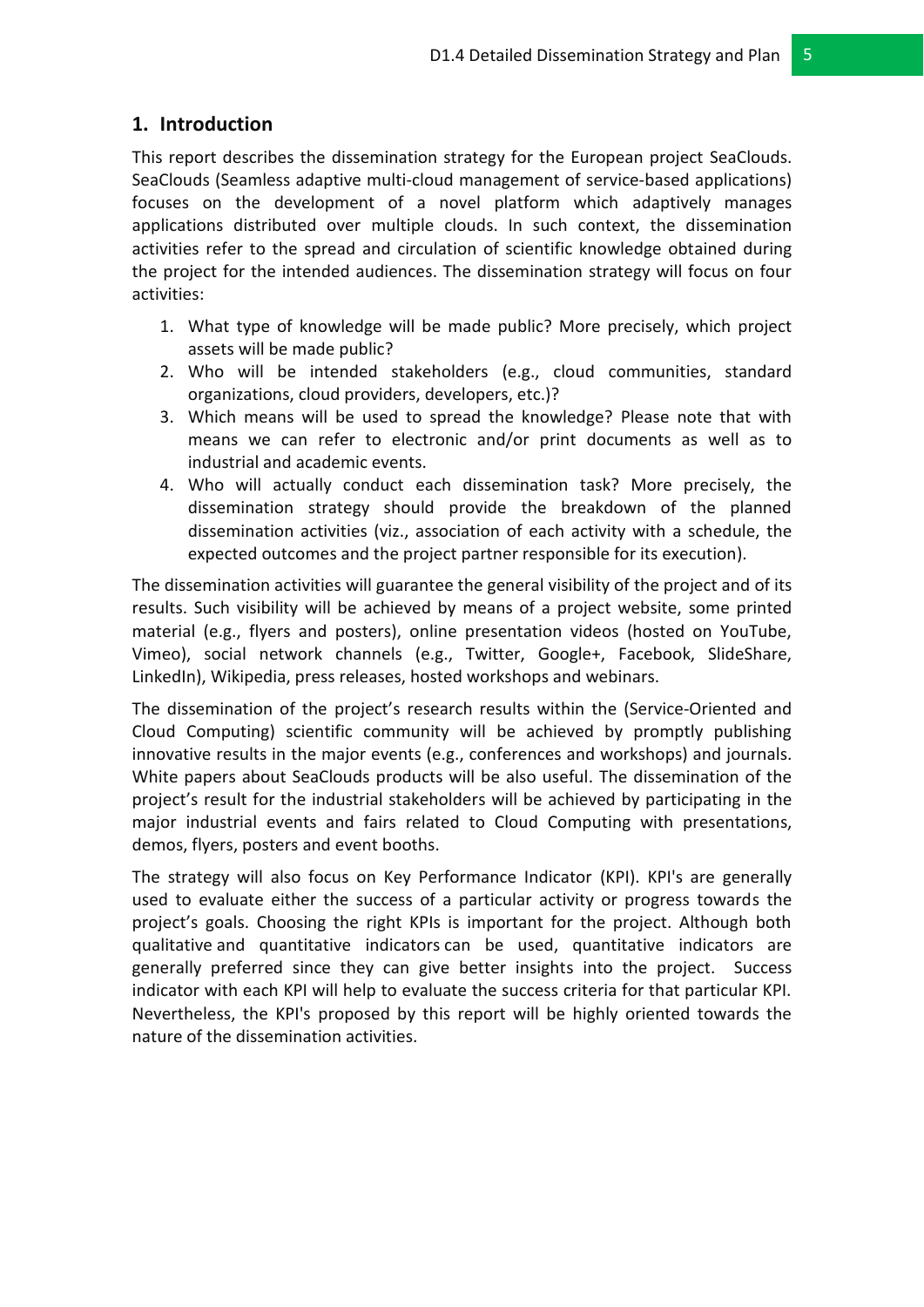# 1. Introduction

This report describes the dissemination strategy for the European project SeaClouds. SeaClouds (Seamless adaptive multi-cloud management of service-based applications) focuses on the development of a novel platform which adaptively manages applications distributed over multiple clouds. In such context, the dissemination activities refer to the spread and circulation of scientific knowledge obtained during the project for the intended audiences. The dissemination strategy will focus on four activities:

1. What type of knowledge will be made public? More precisely, which project assets will be made public?
2. Who will be intended stakeholders (e.g., cloud communities, standard organizations, cloud providers, developers, etc.)?
3. Which means will be used to spread the knowledge? Please note that with means we can refer to electronic and/or print documents as well as to industrial and academic events.
4. Who will actually conduct each dissemination task? More precisely, the dissemination strategy should provide the breakdown of the planned dissemination activities (viz., association of each activity with a schedule, the expected outcomes and the project partner responsible for its execution).

The dissemination activities will guarantee the general visibility of the project and of its results. Such visibility will be achieved by means of a project website, some printed material (e.g., flyers and posters), online presentation videos (hosted on YouTube, Vimeo), social network channels (e.g., Twitter, Google+, Facebook, SlideShare, LinkedIn), Wikipedia, press releases, hosted workshops and webinars.

The dissemination of the project's research results within the (Service-Oriented and Cloud Computing) scientific community will be achieved by promptly publishing innovative results in the major events (e.g., conferences and workshops) and journals. White papers about SeaClouds products will be also useful. The dissemination of the project's result for the industrial stakeholders will be achieved by participating in the major industrial events and fairs related to Cloud Computing with presentations, demos, flyers, posters and event booths.

The strategy will also focus on Key Performance Indicator (KPI). KPI's are generally used to evaluate either the success of a particular activity or progress towards the project's goals. Choosing the right KPIs is important for the project. Although both qualitative and quantitative indicators can be used, quantitative indicators are generally preferred since they can give better insights into the project. Success indicator with each KPI will help to evaluate the success criteria for that particular KPI. Nevertheless, the KPI's proposed by this report will be highly oriented towards the nature of the dissemination activities.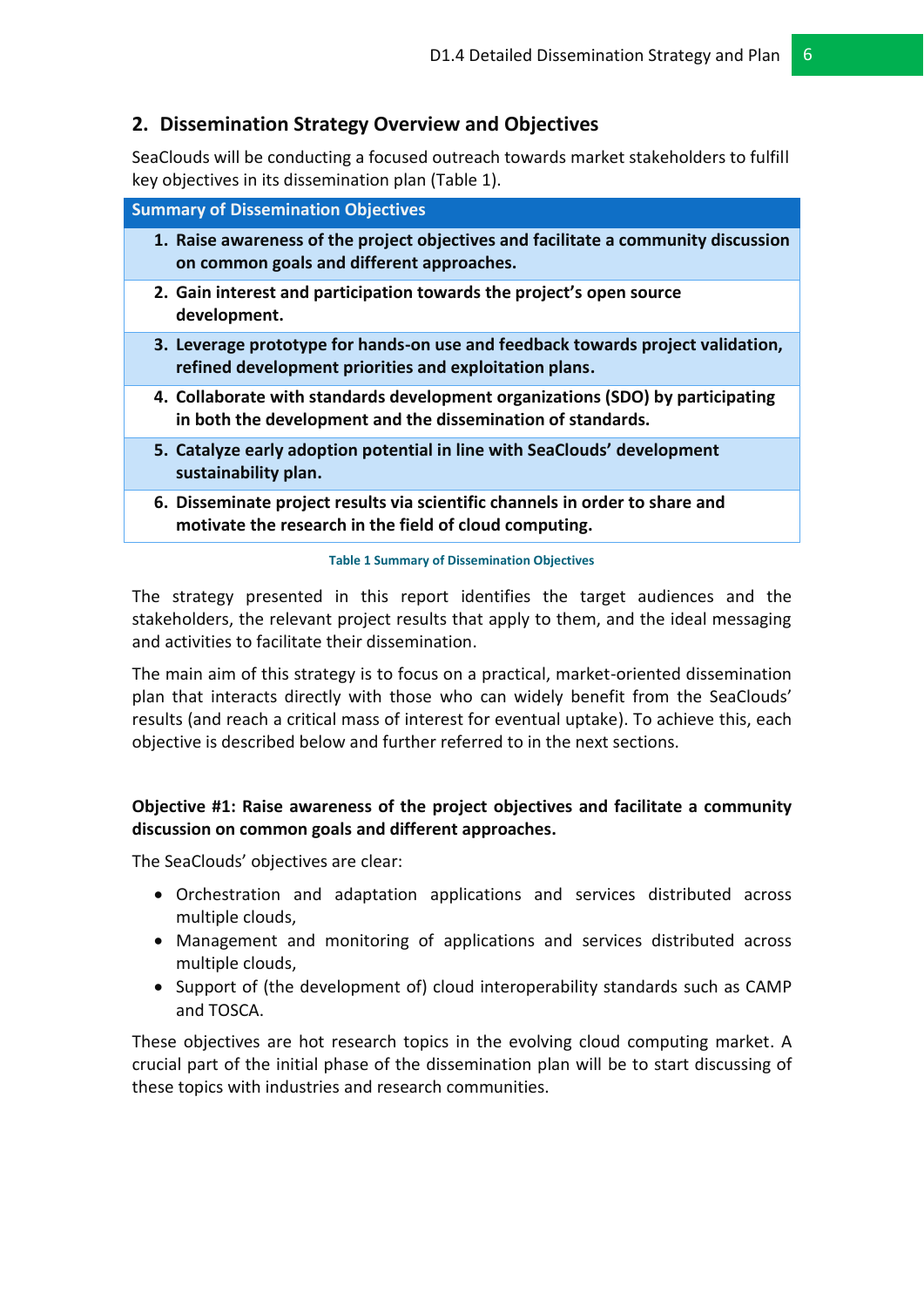## 2. Dissemination Strategy Overview and Objectives

SeaClouds will be conducting a focused outreach towards market stakeholders to fulfill key objectives in its dissemination plan (Table 1).

| Summary of Dissemination Objectives |
| --- |
| **1. Raise awareness of the project objectives and facilitate a community discussion on common goals and different approaches.** |
| **2. Gain interest and participation towards the project's open source development.** |
| **3. Leverage prototype for hands-on use and feedback towards project validation, refined development priorities and exploitation plans.** |
| **4. Collaborate with standards development organizations (SDO) by participating in both the development and the dissemination of standards.** |
| **5. Catalyze early adoption potential in line with SeaClouds' development sustainability plan.** |
| **6. Disseminate project results via scientific channels in order to share and motivate the research in the field of cloud computing.** |

Table 1 Summary of Dissemination Objectives

The strategy presented in this report identifies the target audiences and the stakeholders, the relevant project results that apply to them, and the ideal messaging and activities to facilitate their dissemination.

The main aim of this strategy is to focus on a practical, market-oriented dissemination plan that interacts directly with those who can widely benefit from the SeaClouds' results (and reach a critical mass of interest for eventual uptake). To achieve this, each objective is described below and further referred to in the next sections.

**Objective #1: Raise awareness of the project objectives and facilitate a community discussion on common goals and different approaches.**

The SeaClouds' objectives are clear:

- Orchestration and adaptation applications and services distributed across multiple clouds,
- Management and monitoring of applications and services distributed across multiple clouds,
- Support of (the development of) cloud interoperability standards such as CAMP and TOSCA.

These objectives are hot research topics in the evolving cloud computing market. A crucial part of the initial phase of the dissemination plan will be to start discussing of these topics with industries and research communities.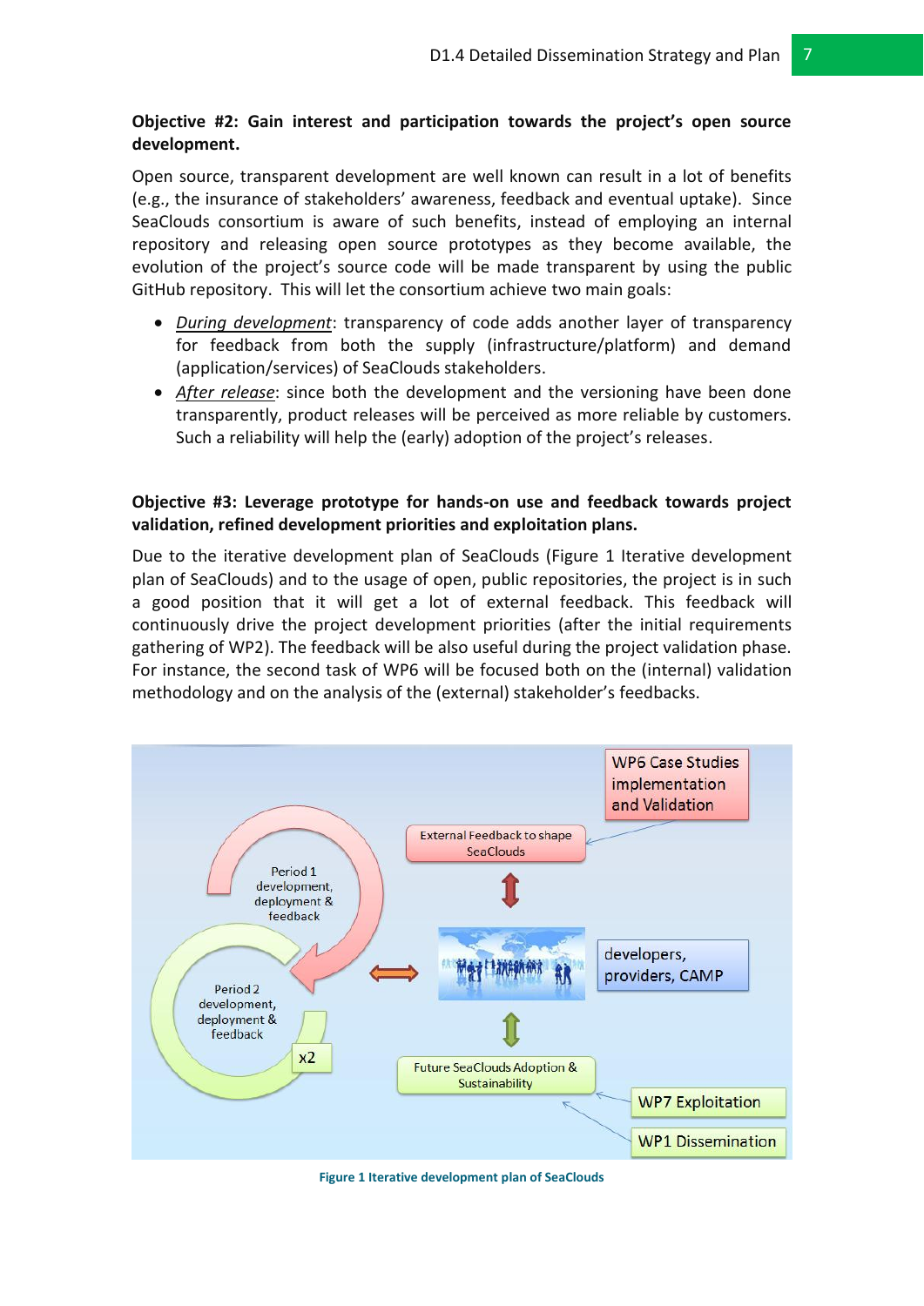**Objective #2: Gain interest and participation towards the project's open source development.**

Open source, transparent development are well known can result in a lot of benefits (e.g., the insurance of stakeholders' awareness, feedback and eventual uptake). Since SeaClouds consortium is aware of such benefits, instead of employing an internal repository and releasing open source prototypes as they become available, the evolution of the project's source code will be made transparent by using the public GitHub repository. This will let the consortium achieve two main goals:

- *During development*: transparency of code adds another layer of transparency for feedback from both the supply (infrastructure/platform) and demand (application/services) of SeaClouds stakeholders.
- *After release*: since both the development and the versioning have been done transparently, product releases will be perceived as more reliable by customers. Such a reliability will help the (early) adoption of the project's releases.

**Objective #3: Leverage prototype for hands-on use and feedback towards project validation, refined development priorities and exploitation plans.**

Due to the iterative development plan of SeaClouds (Figure 1 Iterative development plan of SeaClouds) and to the usage of open, public repositories, the project is in such a good position that it will get a lot of external feedback. This feedback will continuously drive the project development priorities (after the initial requirements gathering of WP2). The feedback will be also useful during the project validation phase. For instance, the second task of WP6 will be focused both on the (internal) validation methodology and on the analysis of the (external) stakeholder's feedbacks.

Figure 1 Iterative development plan of SeaClouds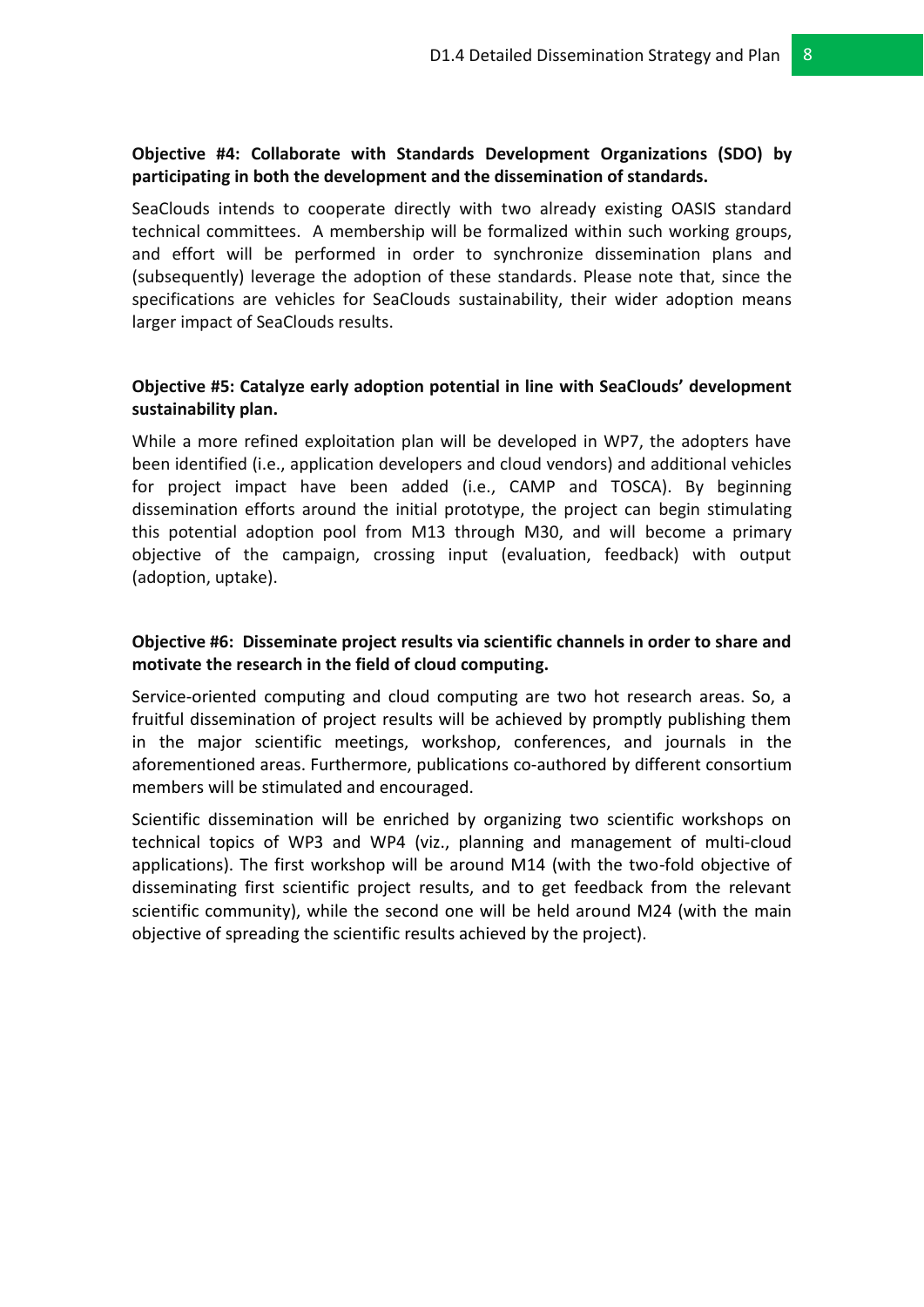**Objective #4: Collaborate with Standards Development Organizations (SDO) by participating in both the development and the dissemination of standards.**

SeaClouds intends to cooperate directly with two already existing OASIS standard technical committees. A membership will be formalized within such working groups, and effort will be performed in order to synchronize dissemination plans and (subsequently) leverage the adoption of these standards. Please note that, since the specifications are vehicles for SeaClouds sustainability, their wider adoption means larger impact of SeaClouds results.

**Objective #5: Catalyze early adoption potential in line with SeaClouds' development sustainability plan.**

While a more refined exploitation plan will be developed in WP7, the adopters have been identified (i.e., application developers and cloud vendors) and additional vehicles for project impact have been added (i.e., CAMP and TOSCA). By beginning dissemination efforts around the initial prototype, the project can begin stimulating this potential adoption pool from M13 through M30, and will become a primary objective of the campaign, crossing input (evaluation, feedback) with output (adoption, uptake).

**Objective #6: Disseminate project results via scientific channels in order to share and motivate the research in the field of cloud computing.**

Service-oriented computing and cloud computing are two hot research areas. So, a fruitful dissemination of project results will be achieved by promptly publishing them in the major scientific meetings, workshop, conferences, and journals in the aforementioned areas. Furthermore, publications co-authored by different consortium members will be stimulated and encouraged.

Scientific dissemination will be enriched by organizing two scientific workshops on technical topics of WP3 and WP4 (viz., planning and management of multi-cloud applications). The first workshop will be around M14 (with the two-fold objective of disseminating first scientific project results, and to get feedback from the relevant scientific community), while the second one will be held around M24 (with the main objective of spreading the scientific results achieved by the project).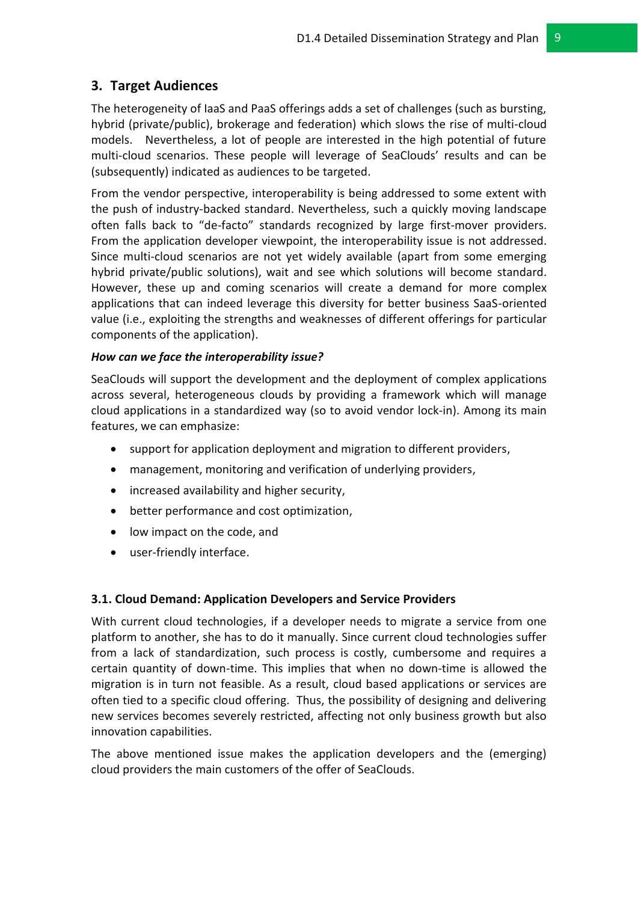## 3. Target Audiences

The heterogeneity of IaaS and PaaS offerings adds a set of challenges (such as bursting, hybrid (private/public), brokerage and federation) which slows the rise of multi-cloud models. Nevertheless, a lot of people are interested in the high potential of future multi-cloud scenarios. These people will leverage of SeaClouds' results and can be (subsequently) indicated as audiences to be targeted.

From the vendor perspective, interoperability is being addressed to some extent with the push of industry-backed standard. Nevertheless, such a quickly moving landscape often falls back to "de-facto" standards recognized by large first-mover providers. From the application developer viewpoint, the interoperability issue is not addressed. Since multi-cloud scenarios are not yet widely available (apart from some emerging hybrid private/public solutions), wait and see which solutions will become standard. However, these up and coming scenarios will create a demand for more complex applications that can indeed leverage this diversity for better business SaaS-oriented value (i.e., exploiting the strengths and weaknesses of different offerings for particular components of the application).

***How can we face the interoperability issue?***

SeaClouds will support the development and the deployment of complex applications across several, heterogeneous clouds by providing a framework which will manage cloud applications in a standardized way (so to avoid vendor lock-in). Among its main features, we can emphasize:

- support for application deployment and migration to different providers,
- management, monitoring and verification of underlying providers,
- increased availability and higher security,
- better performance and cost optimization,
- low impact on the code, and
- user-friendly interface.

### 3.1. Cloud Demand: Application Developers and Service Providers

With current cloud technologies, if a developer needs to migrate a service from one platform to another, she has to do it manually. Since current cloud technologies suffer from a lack of standardization, such process is costly, cumbersome and requires a certain quantity of down-time. This implies that when no down-time is allowed the migration is in turn not feasible. As a result, cloud based applications or services are often tied to a specific cloud offering. Thus, the possibility of designing and delivering new services becomes severely restricted, affecting not only business growth but also innovation capabilities.

The above mentioned issue makes the application developers and the (emerging) cloud providers the main customers of the offer of SeaClouds.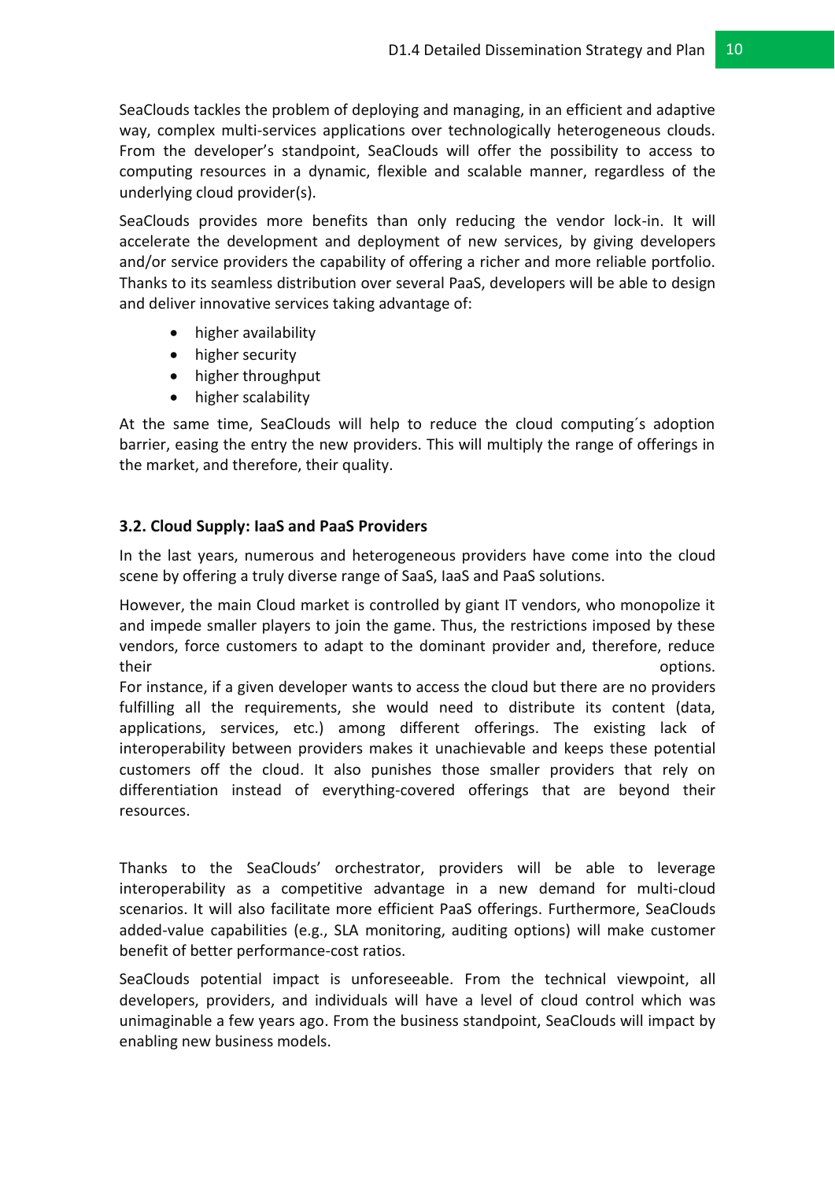SeaClouds tackles the problem of deploying and managing, in an efficient and adaptive way, complex multi-services applications over technologically heterogeneous clouds. From the developer's standpoint, SeaClouds will offer the possibility to access to computing resources in a dynamic, flexible and scalable manner, regardless of the underlying cloud provider(s).

SeaClouds provides more benefits than only reducing the vendor lock-in. It will accelerate the development and deployment of new services, by giving developers and/or service providers the capability of offering a richer and more reliable portfolio. Thanks to its seamless distribution over several PaaS, developers will be able to design and deliver innovative services taking advantage of:

- higher availability
- higher security
- higher throughput
- higher scalability

At the same time, SeaClouds will help to reduce the cloud computing´s adoption barrier, easing the entry the new providers. This will multiply the range of offerings in the market, and therefore, their quality.

### 3.2. Cloud Supply: IaaS and PaaS Providers

In the last years, numerous and heterogeneous providers have come into the cloud scene by offering a truly diverse range of SaaS, IaaS and PaaS solutions.

However, the main Cloud market is controlled by giant IT vendors, who monopolize it and impede smaller players to join the game. Thus, the restrictions imposed by these vendors, force customers to adapt to the dominant provider and, therefore, reduce their options.
For instance, if a given developer wants to access the cloud but there are no providers fulfilling all the requirements, she would need to distribute its content (data, applications, services, etc.) among different offerings. The existing lack of interoperability between providers makes it unachievable and keeps these potential customers off the cloud. It also punishes those smaller providers that rely on differentiation instead of everything-covered offerings that are beyond their resources.

Thanks to the SeaClouds' orchestrator, providers will be able to leverage interoperability as a competitive advantage in a new demand for multi-cloud scenarios. It will also facilitate more efficient PaaS offerings. Furthermore, SeaClouds added-value capabilities (e.g., SLA monitoring, auditing options) will make customer benefit of better performance-cost ratios.

SeaClouds potential impact is unforeseeable. From the technical viewpoint, all developers, providers, and individuals will have a level of cloud control which was unimaginable a few years ago. From the business standpoint, SeaClouds will impact by enabling new business models.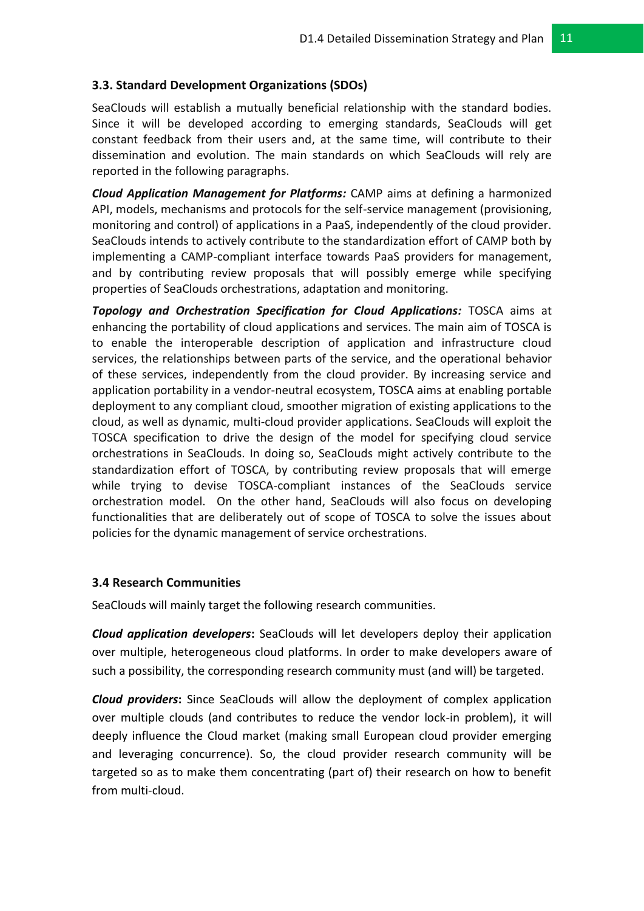### 3.3. Standard Development Organizations (SDOs)

SeaClouds will establish a mutually beneficial relationship with the standard bodies. Since it will be developed according to emerging standards, SeaClouds will get constant feedback from their users and, at the same time, will contribute to their dissemination and evolution. The main standards on which SeaClouds will rely are reported in the following paragraphs.

***Cloud Application Management for Platforms:*** CAMP aims at defining a harmonized API, models, mechanisms and protocols for the self-service management (provisioning, monitoring and control) of applications in a PaaS, independently of the cloud provider. SeaClouds intends to actively contribute to the standardization effort of CAMP both by implementing a CAMP-compliant interface towards PaaS providers for management, and by contributing review proposals that will possibly emerge while specifying properties of SeaClouds orchestrations, adaptation and monitoring.

***Topology and Orchestration Specification for Cloud Applications:*** TOSCA aims at enhancing the portability of cloud applications and services. The main aim of TOSCA is to enable the interoperable description of application and infrastructure cloud services, the relationships between parts of the service, and the operational behavior of these services, independently from the cloud provider. By increasing service and application portability in a vendor-neutral ecosystem, TOSCA aims at enabling portable deployment to any compliant cloud, smoother migration of existing applications to the cloud, as well as dynamic, multi-cloud provider applications. SeaClouds will exploit the TOSCA specification to drive the design of the model for specifying cloud service orchestrations in SeaClouds. In doing so, SeaClouds might actively contribute to the standardization effort of TOSCA, by contributing review proposals that will emerge while trying to devise TOSCA-compliant instances of the SeaClouds service orchestration model. On the other hand, SeaClouds will also focus on developing functionalities that are deliberately out of scope of TOSCA to solve the issues about policies for the dynamic management of service orchestrations.

### 3.4 Research Communities

SeaClouds will mainly target the following research communities.

***Cloud application developers*:** SeaClouds will let developers deploy their application over multiple, heterogeneous cloud platforms. In order to make developers aware of such a possibility, the corresponding research community must (and will) be targeted.

***Cloud providers*:** Since SeaClouds will allow the deployment of complex application over multiple clouds (and contributes to reduce the vendor lock-in problem), it will deeply influence the Cloud market (making small European cloud provider emerging and leveraging concurrence). So, the cloud provider research community will be targeted so as to make them concentrating (part of) their research on how to benefit from multi-cloud.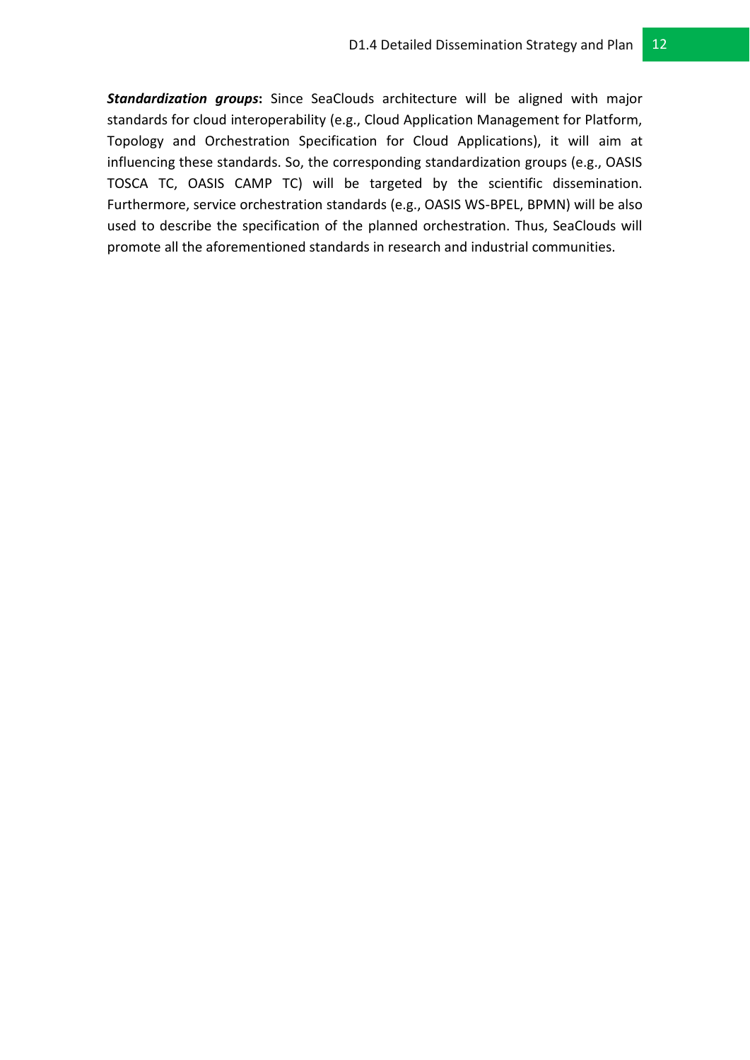***Standardization groups*****:** Since SeaClouds architecture will be aligned with major standards for cloud interoperability (e.g., Cloud Application Management for Platform, Topology and Orchestration Specification for Cloud Applications), it will aim at influencing these standards. So, the corresponding standardization groups (e.g., OASIS TOSCA TC, OASIS CAMP TC) will be targeted by the scientific dissemination. Furthermore, service orchestration standards (e.g., OASIS WS-BPEL, BPMN) will be also used to describe the specification of the planned orchestration. Thus, SeaClouds will promote all the aforementioned standards in research and industrial communities.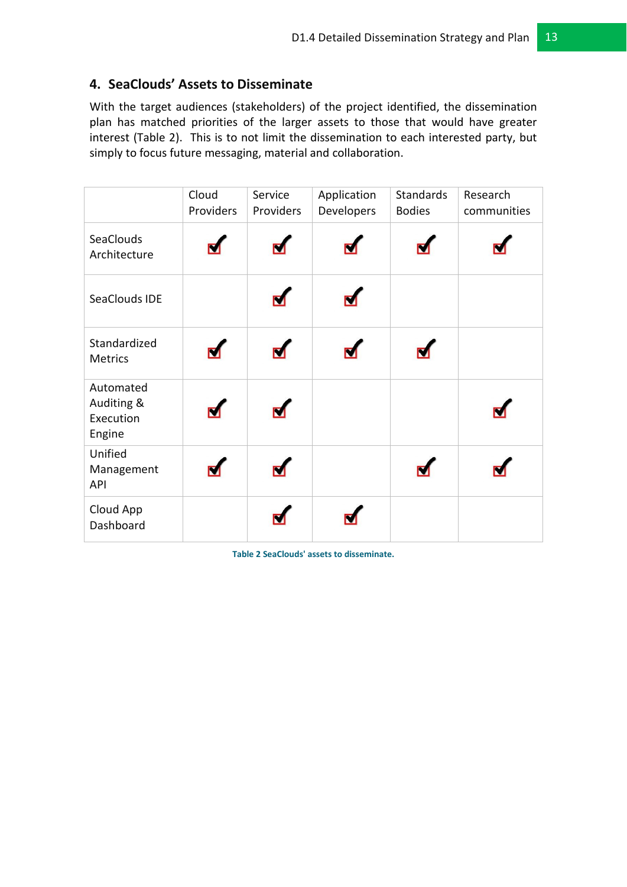## 4. SeaClouds' Assets to Disseminate

With the target audiences (stakeholders) of the project identified, the dissemination plan has matched priorities of the larger assets to those that would have greater interest (Table 2). This is to not limit the dissemination to each interested party, but simply to focus future messaging, material and collaboration.

| | Cloud Providers | Service Providers | Application Developers | Standards Bodies | Research communities |
|---|---|---|---|---|---|
| SeaClouds Architecture | ✓ | ✓ | ✓ | ✓ | ✓ |
| SeaClouds IDE | | ✓ | ✓ | | |
| Standardized Metrics | ✓ | ✓ | ✓ | ✓ | |
| Automated Auditing & Execution Engine | ✓ | ✓ | | | ✓ |
| Unified Management API | ✓ | ✓ | | ✓ | ✓ |
| Cloud App Dashboard | | ✓ | ✓ | | |

Table 2 SeaClouds' assets to disseminate.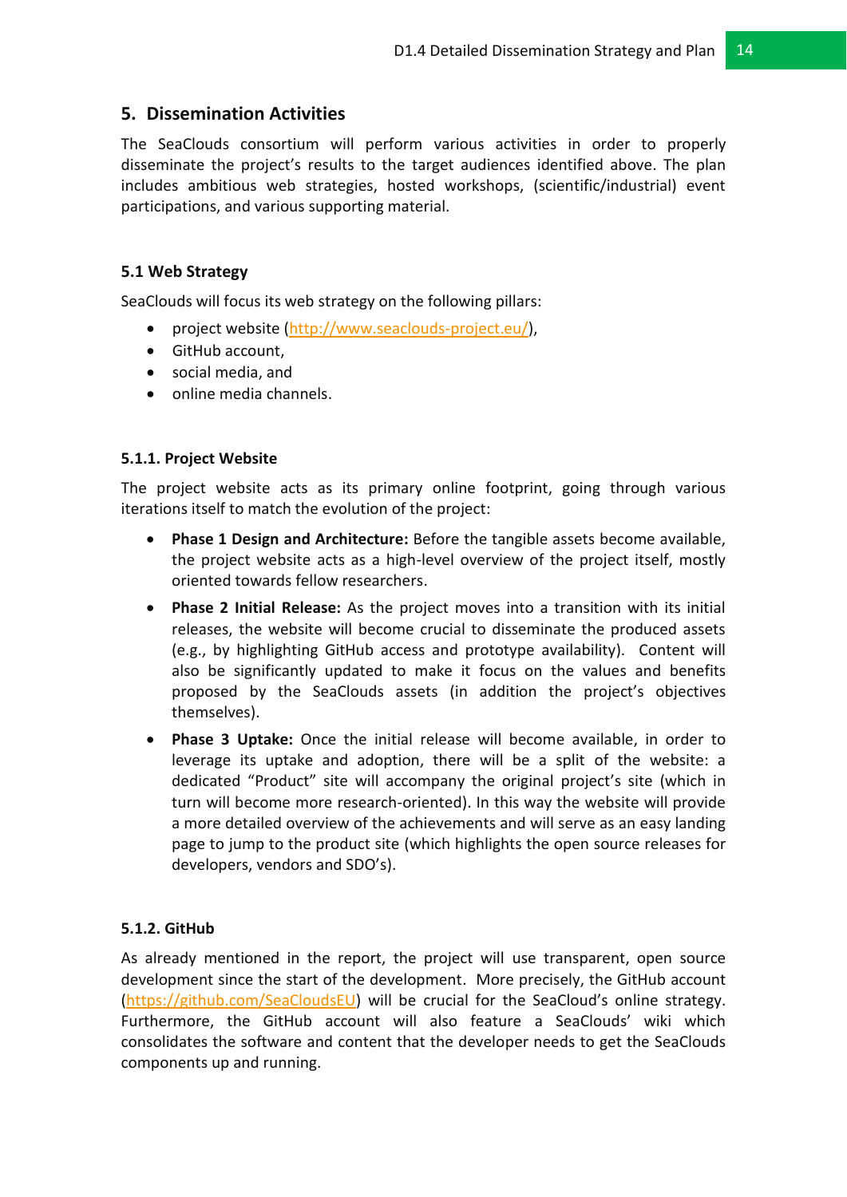## 5. Dissemination Activities

The SeaClouds consortium will perform various activities in order to properly disseminate the project's results to the target audiences identified above. The plan includes ambitious web strategies, hosted workshops, (scientific/industrial) event participations, and various supporting material.

### 5.1 Web Strategy

SeaClouds will focus its web strategy on the following pillars:

- project website (http://www.seaclouds-project.eu/),
- GitHub account,
- social media, and
- online media channels.

#### 5.1.1. Project Website

The project website acts as its primary online footprint, going through various iterations itself to match the evolution of the project:

- **Phase 1 Design and Architecture:** Before the tangible assets become available, the project website acts as a high-level overview of the project itself, mostly oriented towards fellow researchers.
- **Phase 2 Initial Release:** As the project moves into a transition with its initial releases, the website will become crucial to disseminate the produced assets (e.g., by highlighting GitHub access and prototype availability). Content will also be significantly updated to make it focus on the values and benefits proposed by the SeaClouds assets (in addition the project's objectives themselves).
- **Phase 3 Uptake:** Once the initial release will become available, in order to leverage its uptake and adoption, there will be a split of the website: a dedicated "Product" site will accompany the original project's site (which in turn will become more research-oriented). In this way the website will provide a more detailed overview of the achievements and will serve as an easy landing page to jump to the product site (which highlights the open source releases for developers, vendors and SDO's).

#### 5.1.2. GitHub

As already mentioned in the report, the project will use transparent, open source development since the start of the development. More precisely, the GitHub account (https://github.com/SeaCloudsEU) will be crucial for the SeaCloud's online strategy. Furthermore, the GitHub account will also feature a SeaClouds' wiki which consolidates the software and content that the developer needs to get the SeaClouds components up and running.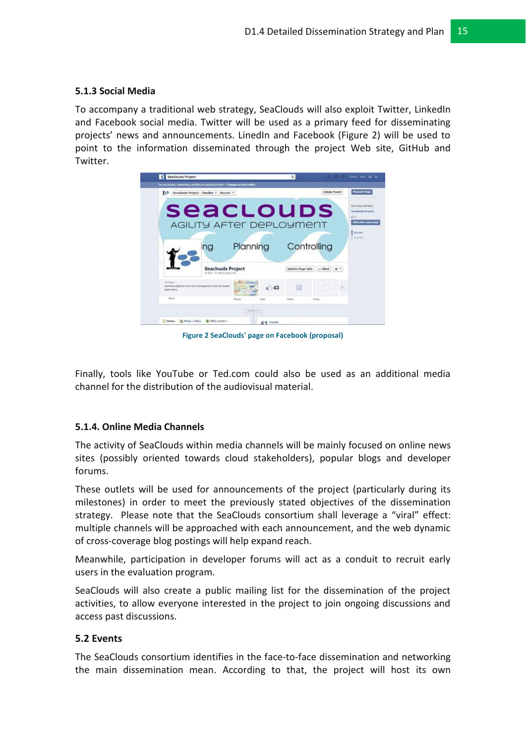### 5.1.3 Social Media

To accompany a traditional web strategy, SeaClouds will also exploit Twitter, LinkedIn and Facebook social media. Twitter will be used as a primary feed for disseminating projects' news and announcements. LinedIn and Facebook (Figure 2) will be used to point to the information disseminated through the project Web site, GitHub and Twitter.

Figure 2 SeaClouds' page on Facebook (proposal)

Finally, tools like YouTube or Ted.com could also be used as an additional media channel for the distribution of the audiovisual material.

### 5.1.4. Online Media Channels

The activity of SeaClouds within media channels will be mainly focused on online news sites (possibly oriented towards cloud stakeholders), popular blogs and developer forums.

These outlets will be used for announcements of the project (particularly during its milestones) in order to meet the previously stated objectives of the dissemination strategy. Please note that the SeaClouds consortium shall leverage a "viral" effect: multiple channels will be approached with each announcement, and the web dynamic of cross-coverage blog postings will help expand reach.

Meanwhile, participation in developer forums will act as a conduit to recruit early users in the evaluation program.

SeaClouds will also create a public mailing list for the dissemination of the project activities, to allow everyone interested in the project to join ongoing discussions and access past discussions.

## 5.2 Events

The SeaClouds consortium identifies in the face-to-face dissemination and networking the main dissemination mean. According to that, the project will host its own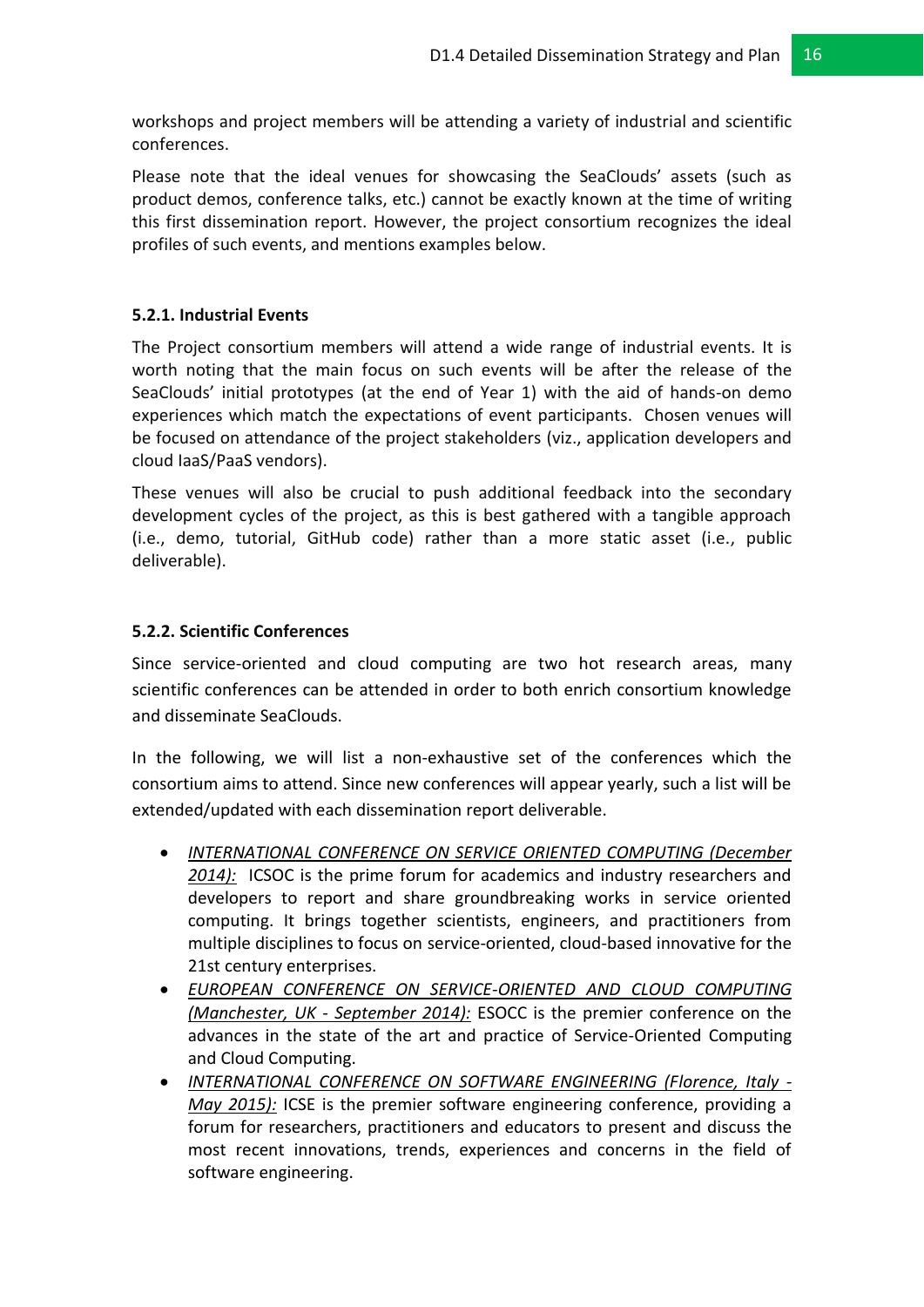workshops and project members will be attending a variety of industrial and scientific conferences.

Please note that the ideal venues for showcasing the SeaClouds' assets (such as product demos, conference talks, etc.) cannot be exactly known at the time of writing this first dissemination report. However, the project consortium recognizes the ideal profiles of such events, and mentions examples below.

### 5.2.1. Industrial Events

The Project consortium members will attend a wide range of industrial events. It is worth noting that the main focus on such events will be after the release of the SeaClouds' initial prototypes (at the end of Year 1) with the aid of hands-on demo experiences which match the expectations of event participants. Chosen venues will be focused on attendance of the project stakeholders (viz., application developers and cloud IaaS/PaaS vendors).

These venues will also be crucial to push additional feedback into the secondary development cycles of the project, as this is best gathered with a tangible approach (i.e., demo, tutorial, GitHub code) rather than a more static asset (i.e., public deliverable).

### 5.2.2. Scientific Conferences

Since service-oriented and cloud computing are two hot research areas, many scientific conferences can be attended in order to both enrich consortium knowledge and disseminate SeaClouds.

In the following, we will list a non-exhaustive set of the conferences which the consortium aims to attend. Since new conferences will appear yearly, such a list will be extended/updated with each dissemination report deliverable.

- *INTERNATIONAL CONFERENCE ON SERVICE ORIENTED COMPUTING (December 2014):* ICSOC is the prime forum for academics and industry researchers and developers to report and share groundbreaking works in service oriented computing. It brings together scientists, engineers, and practitioners from multiple disciplines to focus on service-oriented, cloud-based innovative for the 21st century enterprises.
- *EUROPEAN CONFERENCE ON SERVICE-ORIENTED AND CLOUD COMPUTING (Manchester, UK - September 2014):* ESOCC is the premier conference on the advances in the state of the art and practice of Service-Oriented Computing and Cloud Computing.
- *INTERNATIONAL CONFERENCE ON SOFTWARE ENGINEERING (Florence, Italy - May 2015):* ICSE is the premier software engineering conference, providing a forum for researchers, practitioners and educators to present and discuss the most recent innovations, trends, experiences and concerns in the field of software engineering.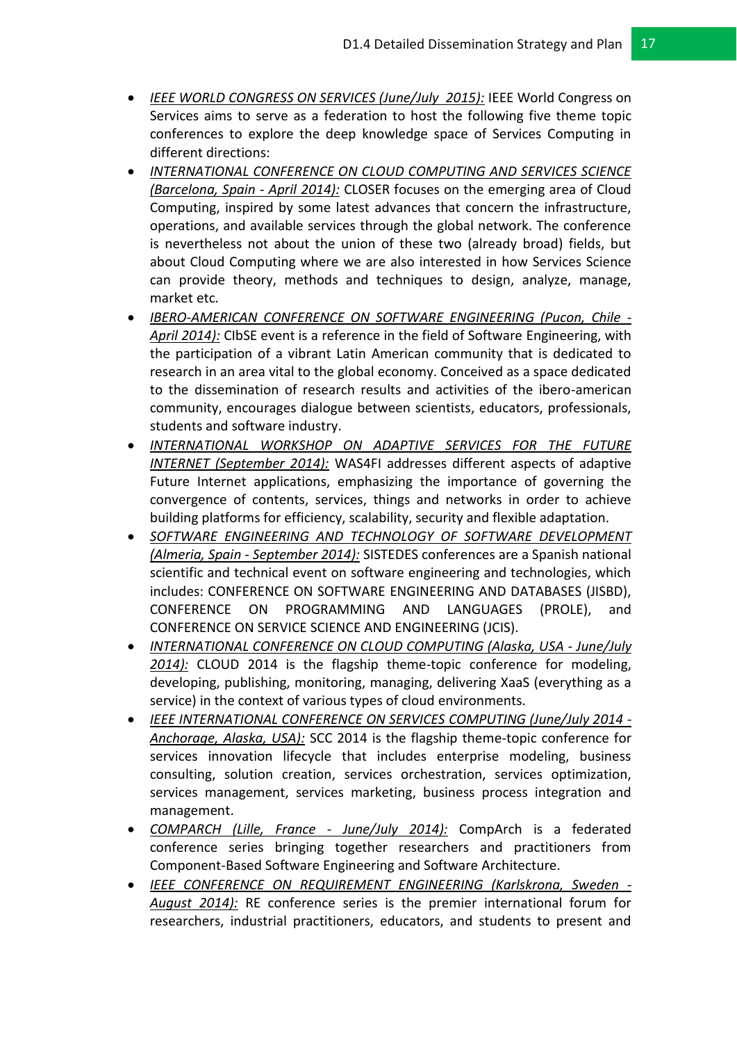- *IEEE WORLD CONGRESS ON SERVICES (June/July 2015):* IEEE World Congress on Services aims to serve as a federation to host the following five theme topic conferences to explore the deep knowledge space of Services Computing in different directions:
- *INTERNATIONAL CONFERENCE ON CLOUD COMPUTING AND SERVICES SCIENCE (Barcelona, Spain - April 2014):* CLOSER focuses on the emerging area of Cloud Computing, inspired by some latest advances that concern the infrastructure, operations, and available services through the global network. The conference is nevertheless not about the union of these two (already broad) fields, but about Cloud Computing where we are also interested in how Services Science can provide theory, methods and techniques to design, analyze, manage, market etc.
- *IBERO-AMERICAN CONFERENCE ON SOFTWARE ENGINEERING (Pucon, Chile - April 2014):* CIbSE event is a reference in the field of Software Engineering, with the participation of a vibrant Latin American community that is dedicated to research in an area vital to the global economy. Conceived as a space dedicated to the dissemination of research results and activities of the ibero-american community, encourages dialogue between scientists, educators, professionals, students and software industry.
- *INTERNATIONAL WORKSHOP ON ADAPTIVE SERVICES FOR THE FUTURE INTERNET (September 2014):* WAS4FI addresses different aspects of adaptive Future Internet applications, emphasizing the importance of governing the convergence of contents, services, things and networks in order to achieve building platforms for efficiency, scalability, security and flexible adaptation.
- *SOFTWARE ENGINEERING AND TECHNOLOGY OF SOFTWARE DEVELOPMENT (Almeria, Spain - September 2014):* SISTEDES conferences are a Spanish national scientific and technical event on software engineering and technologies, which includes: CONFERENCE ON SOFTWARE ENGINEERING AND DATABASES (JISBD), CONFERENCE ON PROGRAMMING AND LANGUAGES (PROLE), and CONFERENCE ON SERVICE SCIENCE AND ENGINEERING (JCIS).
- *INTERNATIONAL CONFERENCE ON CLOUD COMPUTING (Alaska, USA - June/July 2014):* CLOUD 2014 is the flagship theme-topic conference for modeling, developing, publishing, monitoring, managing, delivering XaaS (everything as a service) in the context of various types of cloud environments.
- *IEEE INTERNATIONAL CONFERENCE ON SERVICES COMPUTING (June/July 2014 - Anchorage, Alaska, USA):* SCC 2014 is the flagship theme-topic conference for services innovation lifecycle that includes enterprise modeling, business consulting, solution creation, services orchestration, services optimization, services management, services marketing, business process integration and management.
- *COMPARCH (Lille, France - June/July 2014):* CompArch is a federated conference series bringing together researchers and practitioners from Component-Based Software Engineering and Software Architecture.
- *IEEE CONFERENCE ON REQUIREMENT ENGINEERING (Karlskrona, Sweden - August 2014):* RE conference series is the premier international forum for researchers, industrial practitioners, educators, and students to present and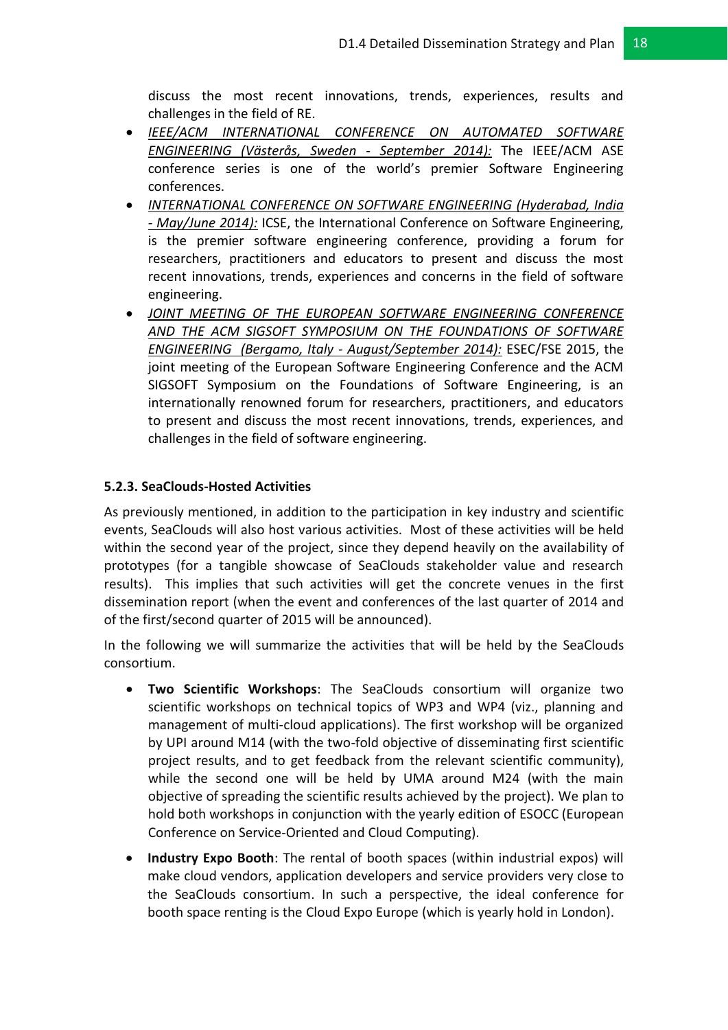discuss the most recent innovations, trends, experiences, results and challenges in the field of RE.

- *IEEE/ACM INTERNATIONAL CONFERENCE ON AUTOMATED SOFTWARE ENGINEERING (Västerås, Sweden - September 2014):* The IEEE/ACM ASE conference series is one of the world's premier Software Engineering conferences.
- *INTERNATIONAL CONFERENCE ON SOFTWARE ENGINEERING (Hyderabad, India - May/June 2014):* ICSE, the International Conference on Software Engineering, is the premier software engineering conference, providing a forum for researchers, practitioners and educators to present and discuss the most recent innovations, trends, experiences and concerns in the field of software engineering.
- *JOINT MEETING OF THE EUROPEAN SOFTWARE ENGINEERING CONFERENCE AND THE ACM SIGSOFT SYMPOSIUM ON THE FOUNDATIONS OF SOFTWARE ENGINEERING (Bergamo, Italy - August/September 2014):* ESEC/FSE 2015, the joint meeting of the European Software Engineering Conference and the ACM SIGSOFT Symposium on the Foundations of Software Engineering, is an internationally renowned forum for researchers, practitioners, and educators to present and discuss the most recent innovations, trends, experiences, and challenges in the field of software engineering.

### 5.2.3. SeaClouds-Hosted Activities

As previously mentioned, in addition to the participation in key industry and scientific events, SeaClouds will also host various activities. Most of these activities will be held within the second year of the project, since they depend heavily on the availability of prototypes (for a tangible showcase of SeaClouds stakeholder value and research results). This implies that such activities will get the concrete venues in the first dissemination report (when the event and conferences of the last quarter of 2014 and of the first/second quarter of 2015 will be announced).

In the following we will summarize the activities that will be held by the SeaClouds consortium.

- **Two Scientific Workshops**: The SeaClouds consortium will organize two scientific workshops on technical topics of WP3 and WP4 (viz., planning and management of multi-cloud applications). The first workshop will be organized by UPI around M14 (with the two-fold objective of disseminating first scientific project results, and to get feedback from the relevant scientific community), while the second one will be held by UMA around M24 (with the main objective of spreading the scientific results achieved by the project). We plan to hold both workshops in conjunction with the yearly edition of ESOCC (European Conference on Service-Oriented and Cloud Computing).
- **Industry Expo Booth**: The rental of booth spaces (within industrial expos) will make cloud vendors, application developers and service providers very close to the SeaClouds consortium. In such a perspective, the ideal conference for booth space renting is the Cloud Expo Europe (which is yearly hold in London).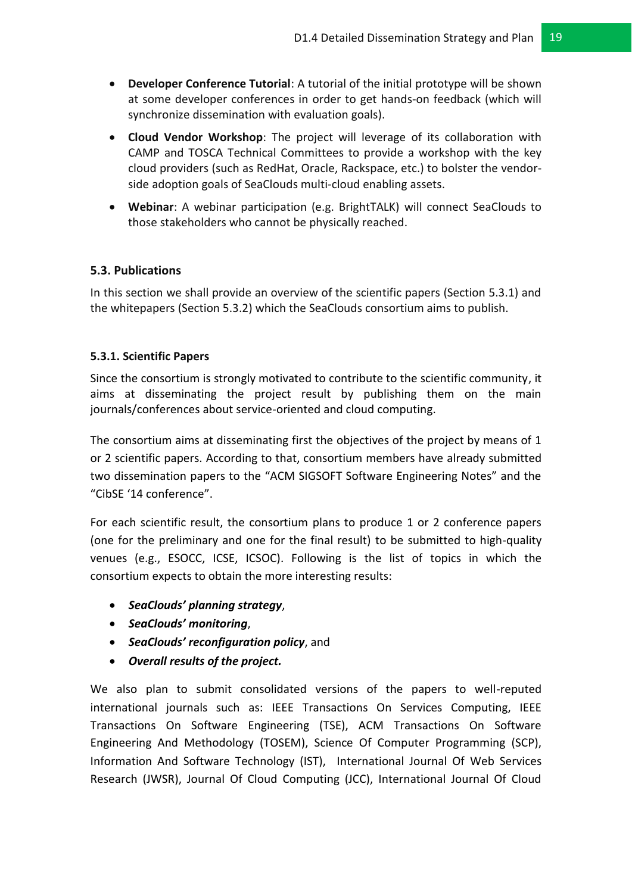- **Developer Conference Tutorial**: A tutorial of the initial prototype will be shown at some developer conferences in order to get hands-on feedback (which will synchronize dissemination with evaluation goals).
- **Cloud Vendor Workshop**: The project will leverage of its collaboration with CAMP and TOSCA Technical Committees to provide a workshop with the key cloud providers (such as RedHat, Oracle, Rackspace, etc.) to bolster the vendor-side adoption goals of SeaClouds multi-cloud enabling assets.
- **Webinar**: A webinar participation (e.g. BrightTALK) will connect SeaClouds to those stakeholders who cannot be physically reached.

### 5.3. Publications

In this section we shall provide an overview of the scientific papers (Section 5.3.1) and the whitepapers (Section 5.3.2) which the SeaClouds consortium aims to publish.

#### 5.3.1. Scientific Papers

Since the consortium is strongly motivated to contribute to the scientific community, it aims at disseminating the project result by publishing them on the main journals/conferences about service-oriented and cloud computing.

The consortium aims at disseminating first the objectives of the project by means of 1 or 2 scientific papers. According to that, consortium members have already submitted two dissemination papers to the "ACM SIGSOFT Software Engineering Notes" and the "CibSE '14 conference".

For each scientific result, the consortium plans to produce 1 or 2 conference papers (one for the preliminary and one for the final result) to be submitted to high-quality venues (e.g., ESOCC, ICSE, ICSOC). Following is the list of topics in which the consortium expects to obtain the more interesting results:

- ***SeaClouds' planning strategy***,
- ***SeaClouds' monitoring***,
- ***SeaClouds' reconfiguration policy***, and
- ***Overall results of the project.***

We also plan to submit consolidated versions of the papers to well-reputed international journals such as: IEEE Transactions On Services Computing, IEEE Transactions On Software Engineering (TSE), ACM Transactions On Software Engineering And Methodology (TOSEM), Science Of Computer Programming (SCP), Information And Software Technology (IST), International Journal Of Web Services Research (JWSR), Journal Of Cloud Computing (JCC), International Journal Of Cloud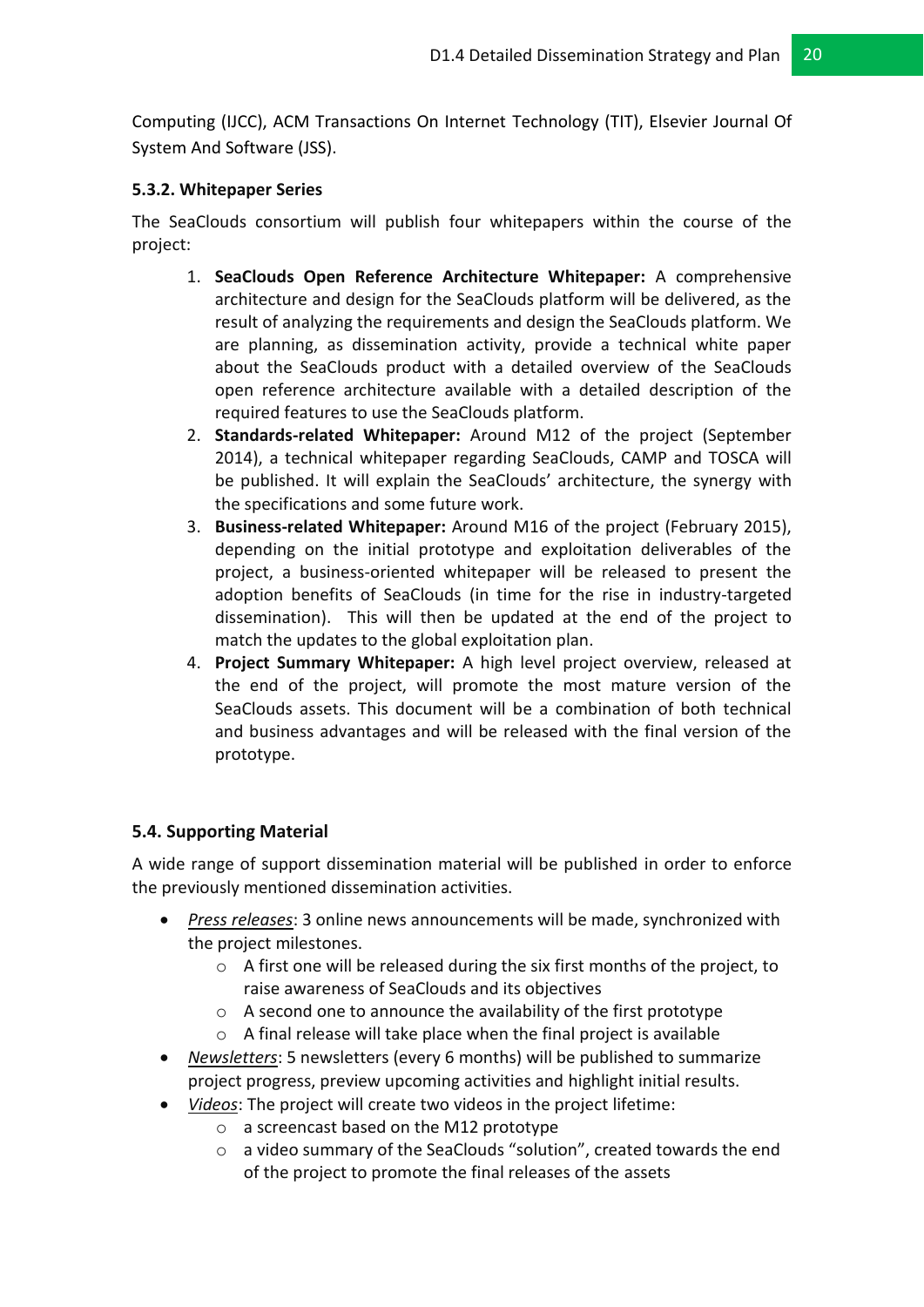Computing (IJCC), ACM Transactions On Internet Technology (TIT), Elsevier Journal Of System And Software (JSS).

#### 5.3.2. Whitepaper Series

The SeaClouds consortium will publish four whitepapers within the course of the project:

1. **SeaClouds Open Reference Architecture Whitepaper:** A comprehensive architecture and design for the SeaClouds platform will be delivered, as the result of analyzing the requirements and design the SeaClouds platform. We are planning, as dissemination activity, provide a technical white paper about the SeaClouds product with a detailed overview of the SeaClouds open reference architecture available with a detailed description of the required features to use the SeaClouds platform.
2. **Standards-related Whitepaper:** Around M12 of the project (September 2014), a technical whitepaper regarding SeaClouds, CAMP and TOSCA will be published. It will explain the SeaClouds' architecture, the synergy with the specifications and some future work.
3. **Business-related Whitepaper:** Around M16 of the project (February 2015), depending on the initial prototype and exploitation deliverables of the project, a business-oriented whitepaper will be released to present the adoption benefits of SeaClouds (in time for the rise in industry-targeted dissemination). This will then be updated at the end of the project to match the updates to the global exploitation plan.
4. **Project Summary Whitepaper:** A high level project overview, released at the end of the project, will promote the most mature version of the SeaClouds assets. This document will be a combination of both technical and business advantages and will be released with the final version of the prototype.

### 5.4. Supporting Material

A wide range of support dissemination material will be published in order to enforce the previously mentioned dissemination activities.

- *Press releases*: 3 online news announcements will be made, synchronized with the project milestones.
  - A first one will be released during the six first months of the project, to raise awareness of SeaClouds and its objectives
  - A second one to announce the availability of the first prototype
  - A final release will take place when the final project is available
- *Newsletters*: 5 newsletters (every 6 months) will be published to summarize project progress, preview upcoming activities and highlight initial results.
- *Videos*: The project will create two videos in the project lifetime:
  - a screencast based on the M12 prototype
  - a video summary of the SeaClouds "solution", created towards the end of the project to promote the final releases of the assets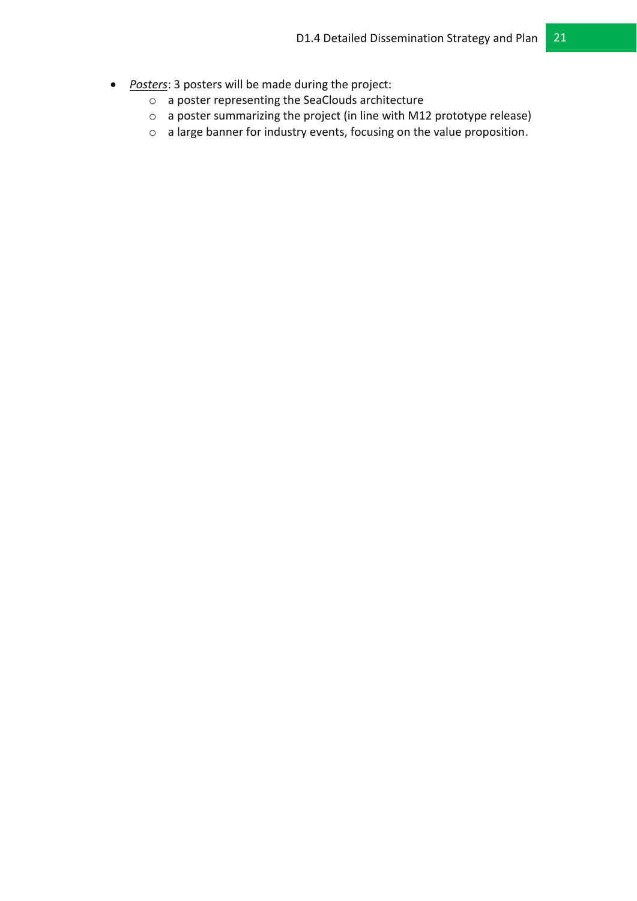- *Posters*: 3 posters will be made during the project:
  - a poster representing the SeaClouds architecture
  - a poster summarizing the project (in line with M12 prototype release)
  - a large banner for industry events, focusing on the value proposition.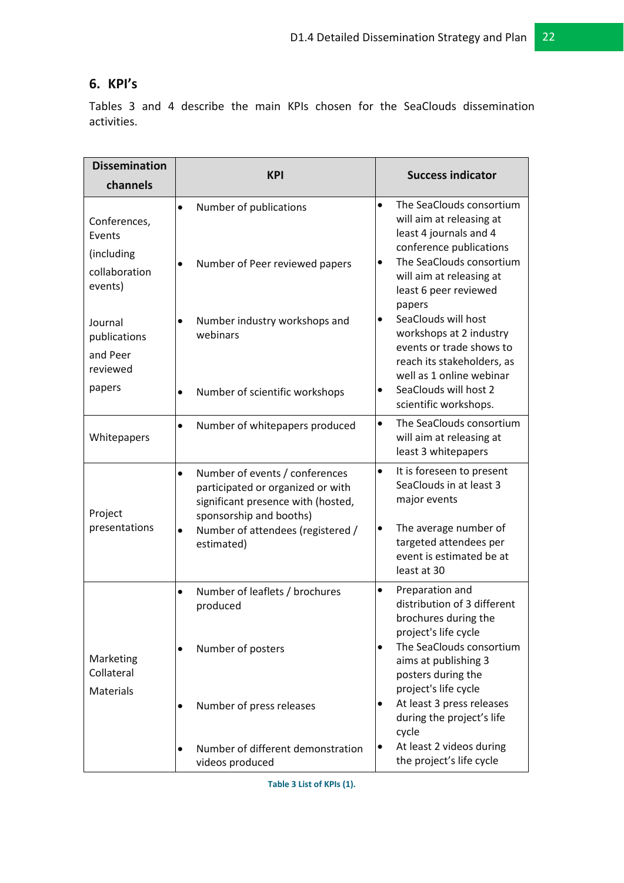## 6. KPI's

Tables 3 and 4 describe the main KPIs chosen for the SeaClouds dissemination activities.

| Dissemination channels | KPI | Success indicator |
|---|---|---|
| Conferences, Events (including collaboration events)<br><br>Journal publications and Peer reviewed papers | • Number of publications<br>• Number of Peer reviewed papers<br>• Number industry workshops and webinars<br>• Number of scientific workshops | • The SeaClouds consortium will aim at releasing at least 4 journals and 4 conference publications<br>• The SeaClouds consortium will aim at releasing at least 6 peer reviewed papers<br>• SeaClouds will host workshops at 2 industry events or trade shows to reach its stakeholders, as well as 1 online webinar<br>• SeaClouds will host 2 scientific workshops. |
| Whitepapers | • Number of whitepapers produced | • The SeaClouds consortium will aim at releasing at least 3 whitepapers |
| Project presentations | • Number of events / conferences participated or organized or with significant presence with (hosted, sponsorship and booths)<br>• Number of attendees (registered / estimated) | • It is foreseen to present SeaClouds in at least 3 major events<br>• The average number of targeted attendees per event is estimated be at least at 30 |
| Marketing Collateral Materials | • Number of leaflets / brochures produced<br>• Number of posters<br>• Number of press releases<br>• Number of different demonstration videos produced | • Preparation and distribution of 3 different brochures during the project's life cycle<br>• The SeaClouds consortium aims at publishing 3 posters during the project's life cycle<br>• At least 3 press releases during the project's life cycle<br>• At least 2 videos during the project's life cycle |

Table 3 List of KPIs (1).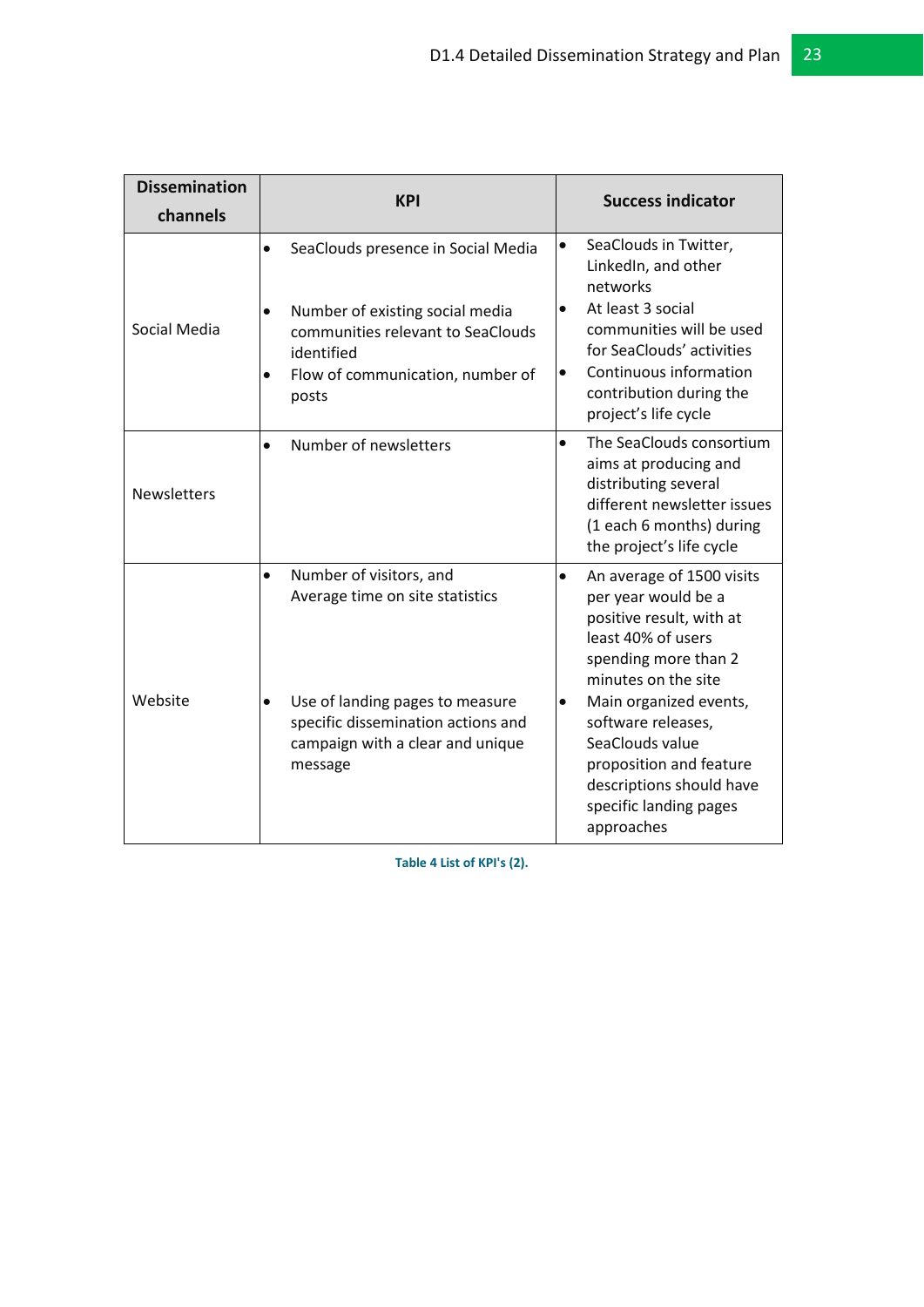| Dissemination channels | KPI | Success indicator |
|---|---|---|
| Social Media | • SeaClouds presence in Social Media<br>• Number of existing social media communities relevant to SeaClouds identified<br>• Flow of communication, number of posts | • SeaClouds in Twitter, LinkedIn, and other networks<br>• At least 3 social communities will be used for SeaClouds' activities<br>• Continuous information contribution during the project's life cycle |
| Newsletters | • Number of newsletters | • The SeaClouds consortium aims at producing and distributing several different newsletter issues (1 each 6 months) during the project's life cycle |
| Website | • Number of visitors, and Average time on site statistics<br>• Use of landing pages to measure specific dissemination actions and campaign with a clear and unique message | • An average of 1500 visits per year would be a positive result, with at least 40% of users spending more than 2 minutes on the site<br>• Main organized events, software releases, SeaClouds value proposition and feature descriptions should have specific landing pages approaches |

Table 4 List of KPI's (2).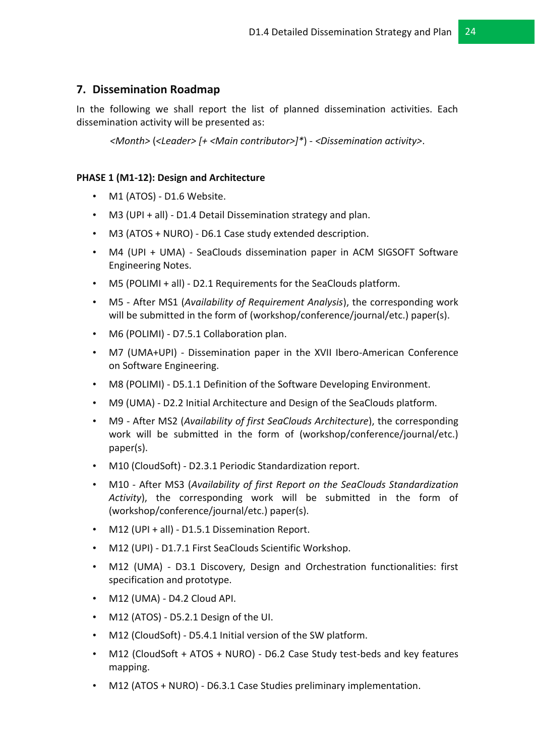## 7. Dissemination Roadmap

In the following we shall report the list of planned dissemination activities. Each dissemination activity will be presented as:

*<Month>* (*<Leader> [+ <Main contributor>]**) - *<Dissemination activity>*.

**PHASE 1 (M1-12): Design and Architecture**

- M1 (ATOS) - D1.6 Website.
- M3 (UPI + all) - D1.4 Detail Dissemination strategy and plan.
- M3 (ATOS + NURO) - D6.1 Case study extended description.
- M4 (UPI + UMA) - SeaClouds dissemination paper in ACM SIGSOFT Software Engineering Notes.
- M5 (POLIMI + all) - D2.1 Requirements for the SeaClouds platform.
- M5 - After MS1 (*Availability of Requirement Analysis*), the corresponding work will be submitted in the form of (workshop/conference/journal/etc.) paper(s).
- M6 (POLIMI) - D7.5.1 Collaboration plan.
- M7 (UMA+UPI) - Dissemination paper in the XVII Ibero-American Conference on Software Engineering.
- M8 (POLIMI) - D5.1.1 Definition of the Software Developing Environment.
- M9 (UMA) - D2.2 Initial Architecture and Design of the SeaClouds platform.
- M9 - After MS2 (*Availability of first SeaClouds Architecture*), the corresponding work will be submitted in the form of (workshop/conference/journal/etc.) paper(s).
- M10 (CloudSoft) - D2.3.1 Periodic Standardization report.
- M10 - After MS3 (*Availability of first Report on the SeaClouds Standardization Activity*), the corresponding work will be submitted in the form of (workshop/conference/journal/etc.) paper(s).
- M12 (UPI + all) - D1.5.1 Dissemination Report.
- M12 (UPI) - D1.7.1 First SeaClouds Scientific Workshop.
- M12 (UMA) - D3.1 Discovery, Design and Orchestration functionalities: first specification and prototype.
- M12 (UMA) - D4.2 Cloud API.
- M12 (ATOS) - D5.2.1 Design of the UI.
- M12 (CloudSoft) - D5.4.1 Initial version of the SW platform.
- M12 (CloudSoft + ATOS + NURO) - D6.2 Case Study test-beds and key features mapping.
- M12 (ATOS + NURO) - D6.3.1 Case Studies preliminary implementation.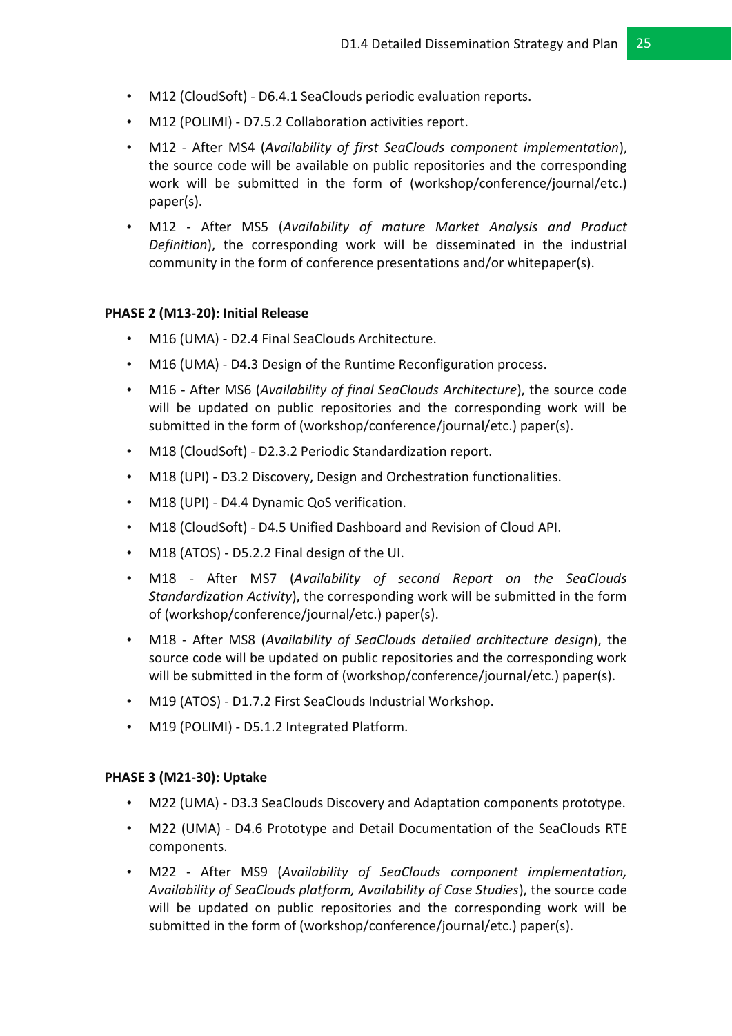- M12 (CloudSoft) - D6.4.1 SeaClouds periodic evaluation reports.
- M12 (POLIMI) - D7.5.2 Collaboration activities report.
- M12 - After MS4 (*Availability of first SeaClouds component implementation*), the source code will be available on public repositories and the corresponding work will be submitted in the form of (workshop/conference/journal/etc.) paper(s).
- M12 - After MS5 (*Availability of mature Market Analysis and Product Definition*), the corresponding work will be disseminated in the industrial community in the form of conference presentations and/or whitepaper(s).

**PHASE 2 (M13-20): Initial Release**

- M16 (UMA) - D2.4 Final SeaClouds Architecture.
- M16 (UMA) - D4.3 Design of the Runtime Reconfiguration process.
- M16 - After MS6 (*Availability of final SeaClouds Architecture*), the source code will be updated on public repositories and the corresponding work will be submitted in the form of (workshop/conference/journal/etc.) paper(s).
- M18 (CloudSoft) - D2.3.2 Periodic Standardization report.
- M18 (UPI) - D3.2 Discovery, Design and Orchestration functionalities.
- M18 (UPI) - D4.4 Dynamic QoS verification.
- M18 (CloudSoft) - D4.5 Unified Dashboard and Revision of Cloud API.
- M18 (ATOS) - D5.2.2 Final design of the UI.
- M18 - After MS7 (*Availability of second Report on the SeaClouds Standardization Activity*), the corresponding work will be submitted in the form of (workshop/conference/journal/etc.) paper(s).
- M18 - After MS8 (*Availability of SeaClouds detailed architecture design*), the source code will be updated on public repositories and the corresponding work will be submitted in the form of (workshop/conference/journal/etc.) paper(s).
- M19 (ATOS) - D1.7.2 First SeaClouds Industrial Workshop.
- M19 (POLIMI) - D5.1.2 Integrated Platform.

**PHASE 3 (M21-30): Uptake**

- M22 (UMA) - D3.3 SeaClouds Discovery and Adaptation components prototype.
- M22 (UMA) - D4.6 Prototype and Detail Documentation of the SeaClouds RTE components.
- M22 - After MS9 (*Availability of SeaClouds component implementation, Availability of SeaClouds platform, Availability of Case Studies*), the source code will be updated on public repositories and the corresponding work will be submitted in the form of (workshop/conference/journal/etc.) paper(s).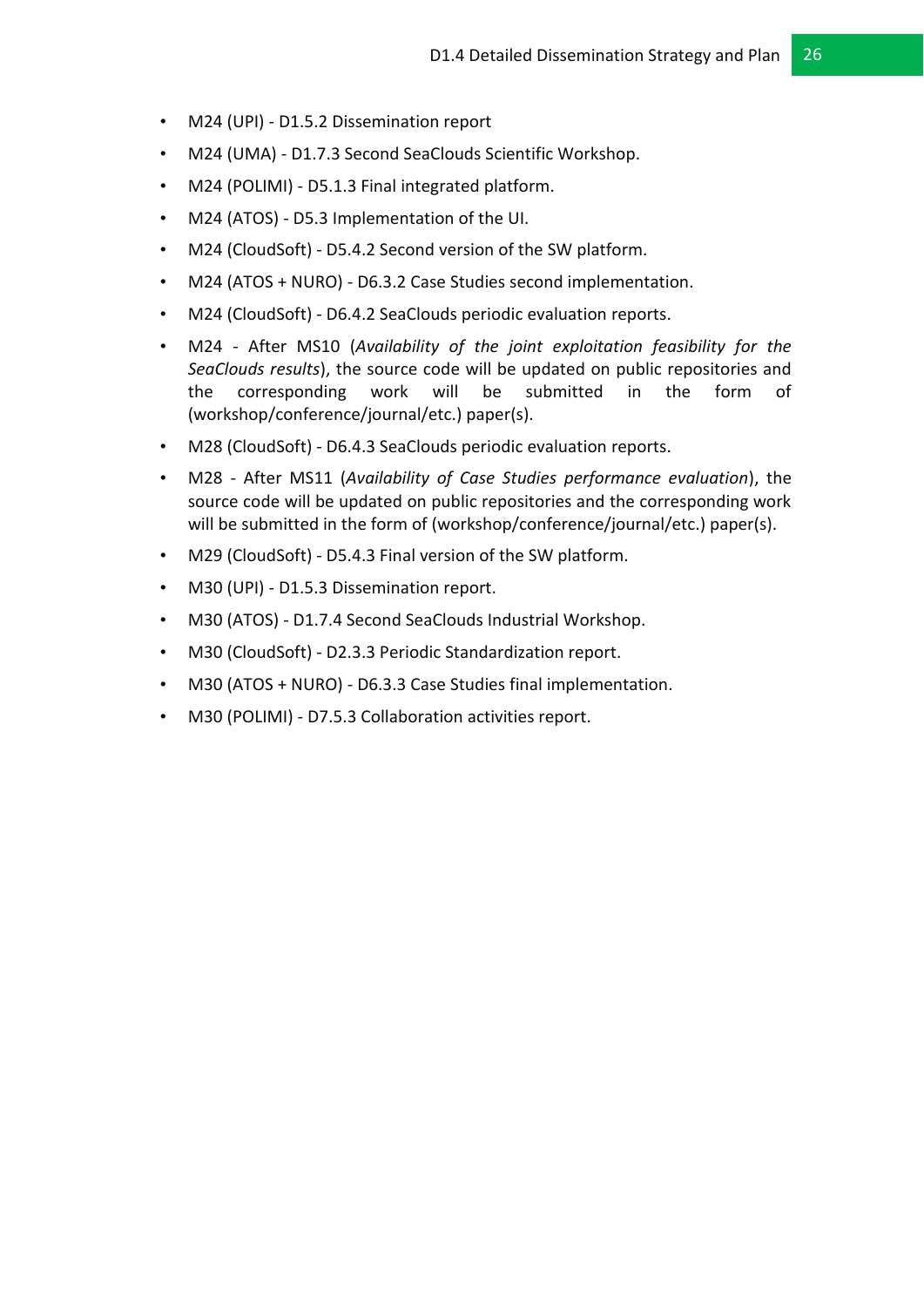- M24 (UPI) - D1.5.2 Dissemination report
- M24 (UMA) - D1.7.3 Second SeaClouds Scientific Workshop.
- M24 (POLIMI) - D5.1.3 Final integrated platform.
- M24 (ATOS) - D5.3 Implementation of the UI.
- M24 (CloudSoft) - D5.4.2 Second version of the SW platform.
- M24 (ATOS + NURO) - D6.3.2 Case Studies second implementation.
- M24 (CloudSoft) - D6.4.2 SeaClouds periodic evaluation reports.
- M24 - After MS10 (*Availability of the joint exploitation feasibility for the SeaClouds results*), the source code will be updated on public repositories and the corresponding work will be submitted in the form of (workshop/conference/journal/etc.) paper(s).
- M28 (CloudSoft) - D6.4.3 SeaClouds periodic evaluation reports.
- M28 - After MS11 (*Availability of Case Studies performance evaluation*), the source code will be updated on public repositories and the corresponding work will be submitted in the form of (workshop/conference/journal/etc.) paper(s).
- M29 (CloudSoft) - D5.4.3 Final version of the SW platform.
- M30 (UPI) - D1.5.3 Dissemination report.
- M30 (ATOS) - D1.7.4 Second SeaClouds Industrial Workshop.
- M30 (CloudSoft) - D2.3.3 Periodic Standardization report.
- M30 (ATOS + NURO) - D6.3.3 Case Studies final implementation.
- M30 (POLIMI) - D7.5.3 Collaboration activities report.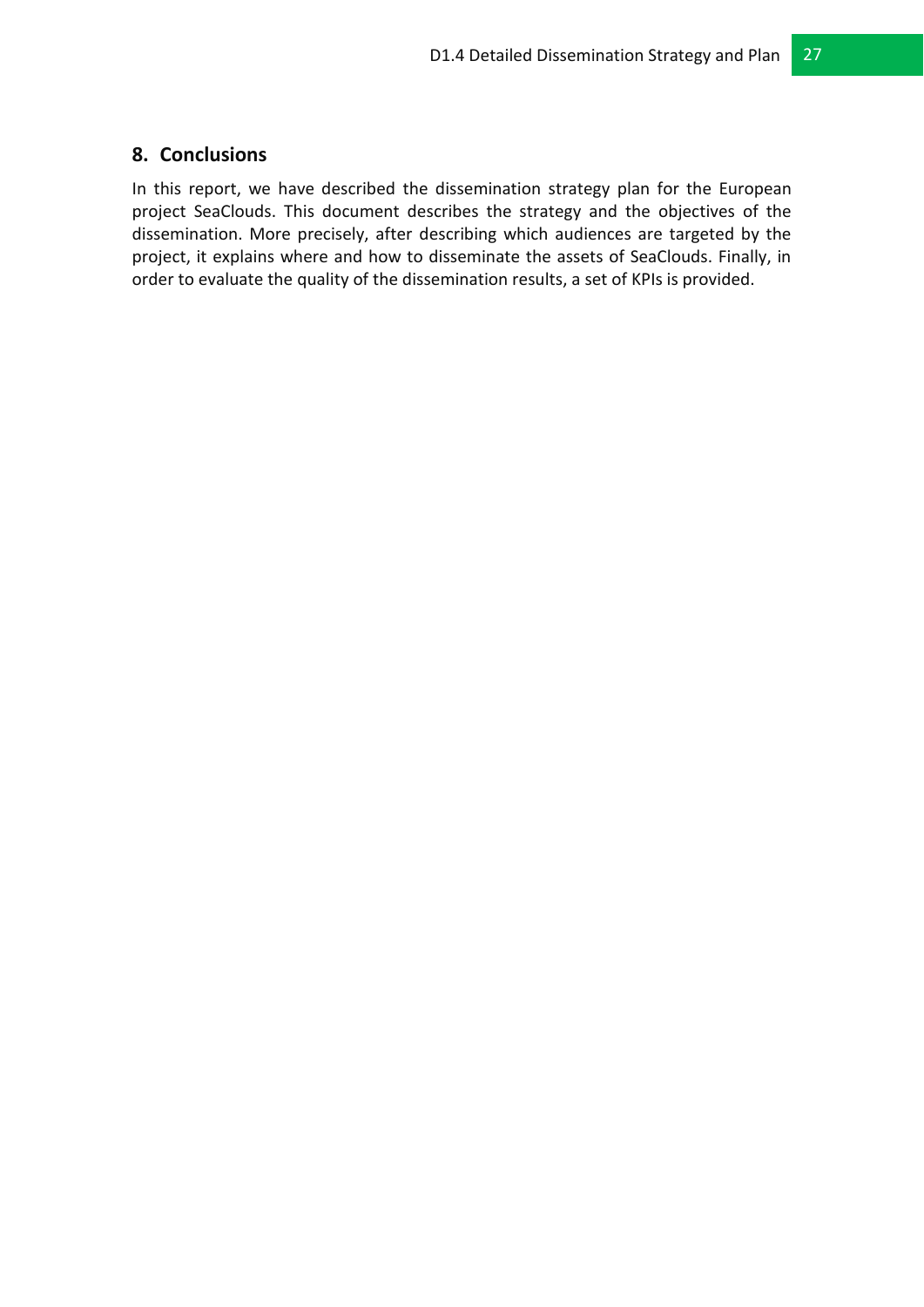## 8. Conclusions

In this report, we have described the dissemination strategy plan for the European project SeaClouds. This document describes the strategy and the objectives of the dissemination. More precisely, after describing which audiences are targeted by the project, it explains where and how to disseminate the assets of SeaClouds. Finally, in order to evaluate the quality of the dissemination results, a set of KPIs is provided.